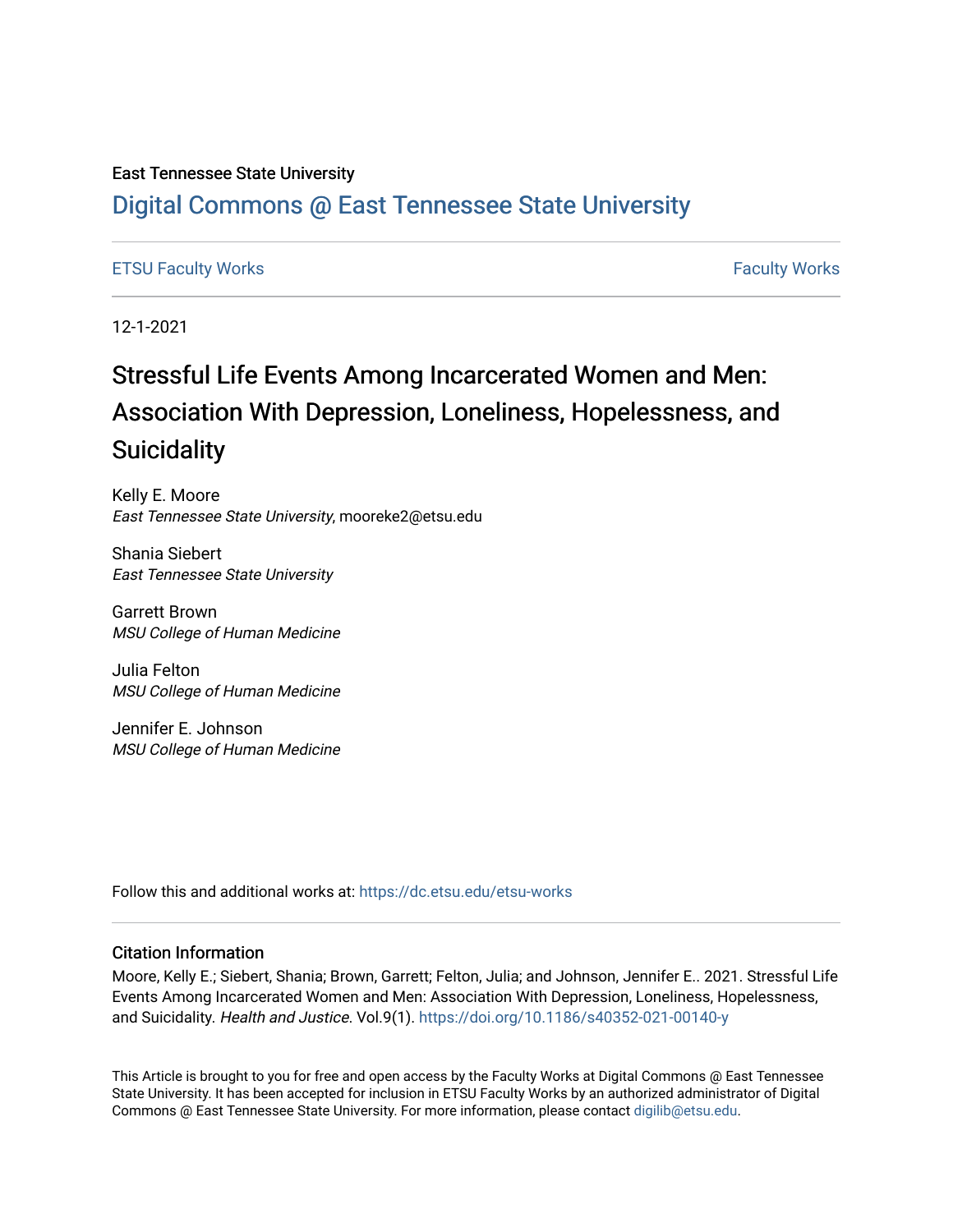East Tennessee State University

# Digital Commons @ East Tennessee State University

ETSU Faculty Works | Faculty Works

12-1-2021

# Stressful Life Events Among Incarcerated Women and Men: Association With Depression, Loneliness, Hopelessness, and Suicidality

Kelly E. Moore
*East Tennessee State University*, mooreke2@etsu.edu

Shania Siebert
*East Tennessee State University*

Garrett Brown
*MSU College of Human Medicine*

Julia Felton
*MSU College of Human Medicine*

Jennifer E. Johnson
*MSU College of Human Medicine*

Follow this and additional works at: https://dc.etsu.edu/etsu-works

## Citation Information

Moore, Kelly E.; Siebert, Shania; Brown, Garrett; Felton, Julia; and Johnson, Jennifer E.. 2021. Stressful Life Events Among Incarcerated Women and Men: Association With Depression, Loneliness, Hopelessness, and Suicidality. *Health and Justice*. Vol.9(1). https://doi.org/10.1186/s40352-021-00140-y

This Article is brought to you for free and open access by the Faculty Works at Digital Commons @ East Tennessee State University. It has been accepted for inclusion in ETSU Faculty Works by an authorized administrator of Digital Commons @ East Tennessee State University. For more information, please contact digilib@etsu.edu.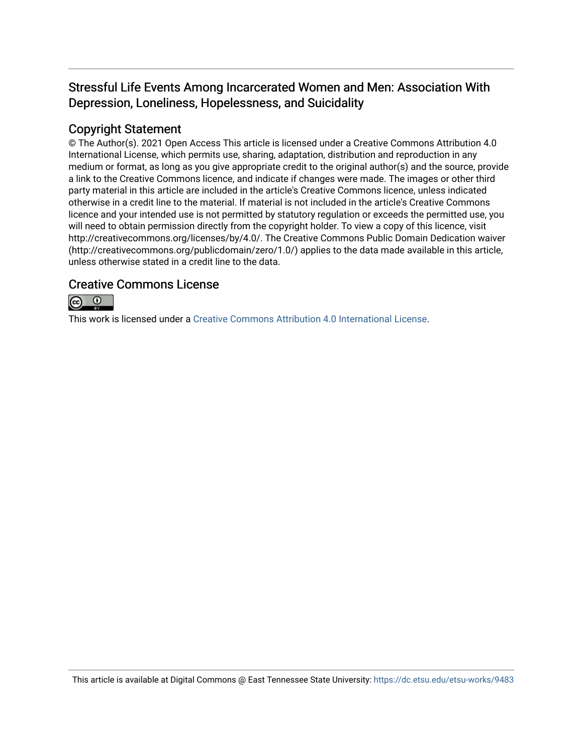## Stressful Life Events Among Incarcerated Women and Men: Association With Depression, Loneliness, Hopelessness, and Suicidality

## Copyright Statement

© The Author(s). 2021 Open Access This article is licensed under a Creative Commons Attribution 4.0 International License, which permits use, sharing, adaptation, distribution and reproduction in any medium or format, as long as you give appropriate credit to the original author(s) and the source, provide a link to the Creative Commons licence, and indicate if changes were made. The images or other third party material in this article are included in the article's Creative Commons licence, unless indicated otherwise in a credit line to the material. If material is not included in the article's Creative Commons licence and your intended use is not permitted by statutory regulation or exceeds the permitted use, you will need to obtain permission directly from the copyright holder. To view a copy of this licence, visit http://creativecommons.org/licenses/by/4.0/. The Creative Commons Public Domain Dedication waiver (http://creativecommons.org/publicdomain/zero/1.0/) applies to the data made available in this article, unless otherwise stated in a credit line to the data.

## Creative Commons License

This work is licensed under a Creative Commons Attribution 4.0 International License.

This article is available at Digital Commons @ East Tennessee State University: https://dc.etsu.edu/etsu-works/9483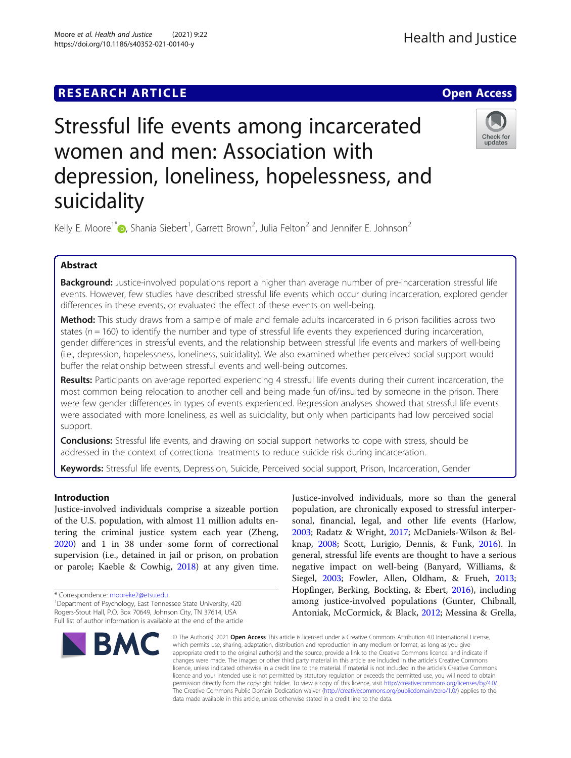# Stressful life events among incarcerated women and men: Association with depression, loneliness, hopelessness, and suicidality

Kelly E. Moore[1*], Shania Siebert[1], Garrett Brown[2], Julia Felton[2] and Jennifer E. Johnson[2]

## Abstract

**Background:** Justice-involved populations report a higher than average number of pre-incarceration stressful life events. However, few studies have described stressful life events which occur during incarceration, explored gender differences in these events, or evaluated the effect of these events on well-being.

**Method:** This study draws from a sample of male and female adults incarcerated in 6 prison facilities across two states ($n = 160$) to identify the number and type of stressful life events they experienced during incarceration, gender differences in stressful events, and the relationship between stressful life events and markers of well-being (i.e., depression, hopelessness, loneliness, suicidality). We also examined whether perceived social support would buffer the relationship between stressful events and well-being outcomes.

**Results:** Participants on average reported experiencing 4 stressful life events during their current incarceration, the most common being relocation to another cell and being made fun of/insulted by someone in the prison. There were few gender differences in types of events experienced. Regression analyses showed that stressful life events were associated with more loneliness, as well as suicidality, but only when participants had low perceived social support.

**Conclusions:** Stressful life events, and drawing on social support networks to cope with stress, should be addressed in the context of correctional treatments to reduce suicide risk during incarceration.

**Keywords:** Stressful life events, Depression, Suicide, Perceived social support, Prison, Incarceration, Gender

## Introduction

Justice-involved individuals comprise a sizeable portion of the U.S. population, with almost 11 million adults entering the criminal justice system each year (Zheng, 2020) and 1 in 38 under some form of correctional supervision (i.e., detained in jail or prison, on probation or parole; Kaeble & Cowhig, 2018) at any given time. Justice-involved individuals, more so than the general population, are chronically exposed to stressful interpersonal, financial, legal, and other life events (Harlow, 2003; Radatz & Wright, 2017; McDaniels-Wilson & Belknap, 2008; Scott, Lurigio, Dennis, & Funk, 2016). In general, stressful life events are thought to have a serious negative impact on well-being (Banyard, Williams, & Siegel, 2003; Fowler, Allen, Oldham, & Frueh, 2013; Hopfinger, Berking, Bockting, & Ebert, 2016), including among justice-involved populations (Gunter, Chibnall, Antoniak, McCormick, & Black, 2012; Messina & Grella,

\* Correspondence: mooreke2@etsu.edu

[1]Department of Psychology, East Tennessee State University, 420 Rogers-Stout Hall, P.O. Box 70649, Johnson City, TN 37614, USA

Full list of author information is available at the end of the article

© The Author(s). 2021 **Open Access** This article is licensed under a Creative Commons Attribution 4.0 International License, which permits use, sharing, adaptation, distribution and reproduction in any medium or format, as long as you give appropriate credit to the original author(s) and the source, provide a link to the Creative Commons licence, and indicate if changes were made. The images or other third party material in this article are included in the article's Creative Commons licence, unless indicated otherwise in a credit line to the material. If material is not included in the article's Creative Commons licence and your intended use is not permitted by statutory regulation or exceeds the permitted use, you will need to obtain permission directly from the copyright holder. To view a copy of this licence, visit http://creativecommons.org/licenses/by/4.0/. The Creative Commons Public Domain Dedication waiver (http://creativecommons.org/publicdomain/zero/1.0/) applies to the data made available in this article, unless otherwise stated in a credit line to the data.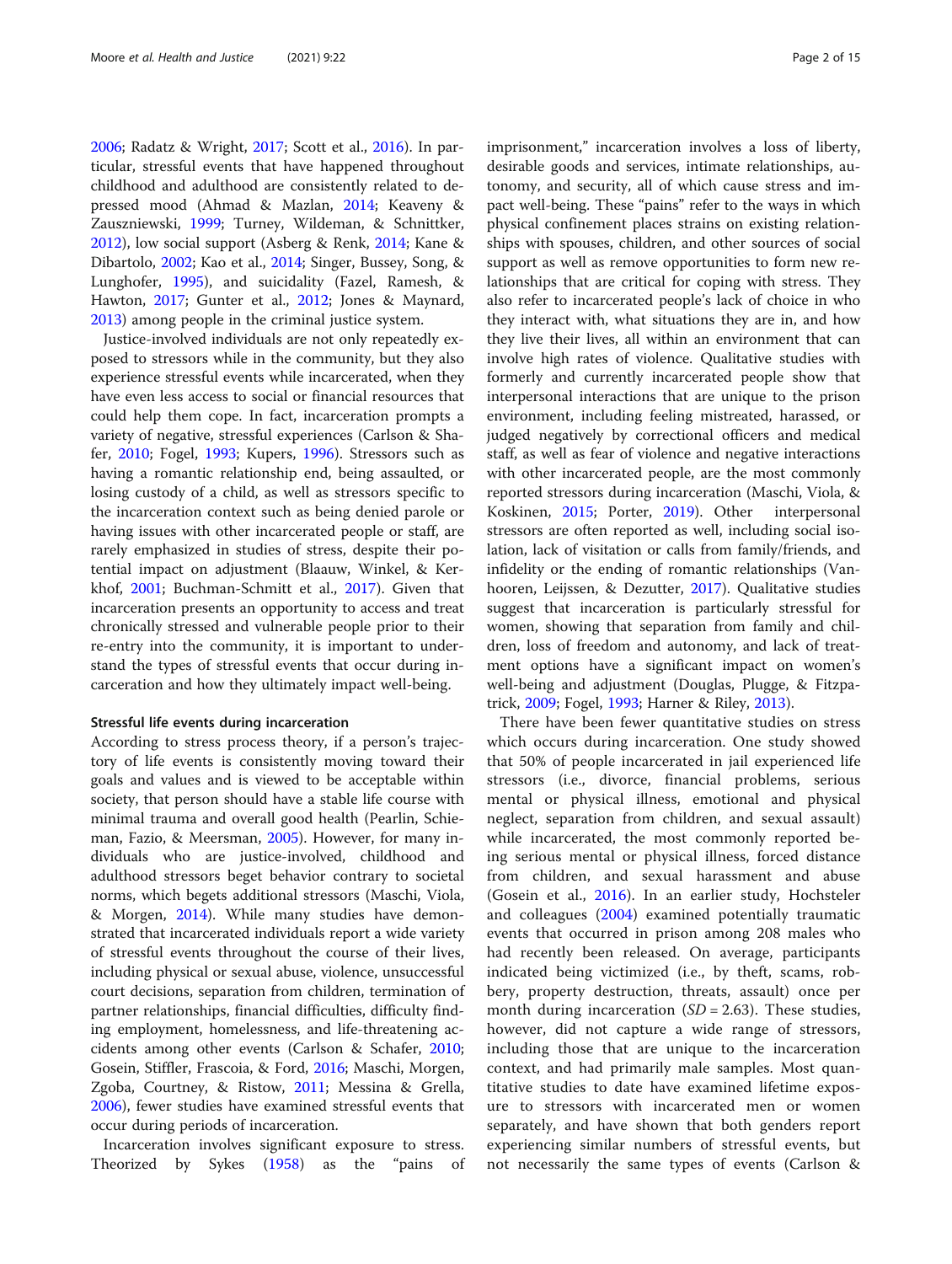2006; Radatz & Wright, 2017; Scott et al., 2016). In particular, stressful events that have happened throughout childhood and adulthood are consistently related to depressed mood (Ahmad & Mazlan, 2014; Keaveny & Zauszniewski, 1999; Turney, Wildeman, & Schnittker, 2012), low social support (Asberg & Renk, 2014; Kane & Dibartolo, 2002; Kao et al., 2014; Singer, Bussey, Song, & Lunghofer, 1995), and suicidality (Fazel, Ramesh, & Hawton, 2017; Gunter et al., 2012; Jones & Maynard, 2013) among people in the criminal justice system.

Justice-involved individuals are not only repeatedly exposed to stressors while in the community, but they also experience stressful events while incarcerated, when they have even less access to social or financial resources that could help them cope. In fact, incarceration prompts a variety of negative, stressful experiences (Carlson & Shafer, 2010; Fogel, 1993; Kupers, 1996). Stressors such as having a romantic relationship end, being assaulted, or losing custody of a child, as well as stressors specific to the incarceration context such as being denied parole or having issues with other incarcerated people or staff, are rarely emphasized in studies of stress, despite their potential impact on adjustment (Blaauw, Winkel, & Kerkhof, 2001; Buchman-Schmitt et al., 2017). Given that incarceration presents an opportunity to access and treat chronically stressed and vulnerable people prior to their re-entry into the community, it is important to understand the types of stressful events that occur during incarceration and how they ultimately impact well-being.

### Stressful life events during incarceration

According to stress process theory, if a person's trajectory of life events is consistently moving toward their goals and values and is viewed to be acceptable within society, that person should have a stable life course with minimal trauma and overall good health (Pearlin, Schieman, Fazio, & Meersman, 2005). However, for many individuals who are justice-involved, childhood and adulthood stressors beget behavior contrary to societal norms, which begets additional stressors (Maschi, Viola, & Morgen, 2014). While many studies have demonstrated that incarcerated individuals report a wide variety of stressful events throughout the course of their lives, including physical or sexual abuse, violence, unsuccessful court decisions, separation from children, termination of partner relationships, financial difficulties, difficulty finding employment, homelessness, and life-threatening accidents among other events (Carlson & Schafer, 2010; Gosein, Stiffler, Frascoia, & Ford, 2016; Maschi, Morgen, Zgoba, Courtney, & Ristow, 2011; Messina & Grella, 2006), fewer studies have examined stressful events that occur during periods of incarceration.

Incarceration involves significant exposure to stress. Theorized by Sykes (1958) as the "pains of imprisonment," incarceration involves a loss of liberty, desirable goods and services, intimate relationships, autonomy, and security, all of which cause stress and impact well-being. These "pains" refer to the ways in which physical confinement places strains on existing relationships with spouses, children, and other sources of social support as well as remove opportunities to form new relationships that are critical for coping with stress. They also refer to incarcerated people's lack of choice in who they interact with, what situations they are in, and how they live their lives, all within an environment that can involve high rates of violence. Qualitative studies with formerly and currently incarcerated people show that interpersonal interactions that are unique to the prison environment, including feeling mistreated, harassed, or judged negatively by correctional officers and medical staff, as well as fear of violence and negative interactions with other incarcerated people, are the most commonly reported stressors during incarceration (Maschi, Viola, & Koskinen, 2015; Porter, 2019). Other interpersonal stressors are often reported as well, including social isolation, lack of visitation or calls from family/friends, and infidelity or the ending of romantic relationships (Vanhooren, Leijssen, & Dezutter, 2017). Qualitative studies suggest that incarceration is particularly stressful for women, showing that separation from family and children, loss of freedom and autonomy, and lack of treatment options have a significant impact on women's well-being and adjustment (Douglas, Plugge, & Fitzpatrick, 2009; Fogel, 1993; Harner & Riley, 2013).

There have been fewer quantitative studies on stress which occurs during incarceration. One study showed that 50% of people incarcerated in jail experienced life stressors (i.e., divorce, financial problems, serious mental or physical illness, emotional and physical neglect, separation from children, and sexual assault) while incarcerated, the most commonly reported being serious mental or physical illness, forced distance from children, and sexual harassment and abuse (Gosein et al., 2016). In an earlier study, Hochsteler and colleagues (2004) examined potentially traumatic events that occurred in prison among 208 males who had recently been released. On average, participants indicated being victimized (i.e., by theft, scams, robbery, property destruction, threats, assault) once per month during incarceration ($SD = 2.63$). These studies, however, did not capture a wide range of stressors, including those that are unique to the incarceration context, and had primarily male samples. Most quantitative studies to date have examined lifetime exposure to stressors with incarcerated men or women separately, and have shown that both genders report experiencing similar numbers of stressful events, but not necessarily the same types of events (Carlson &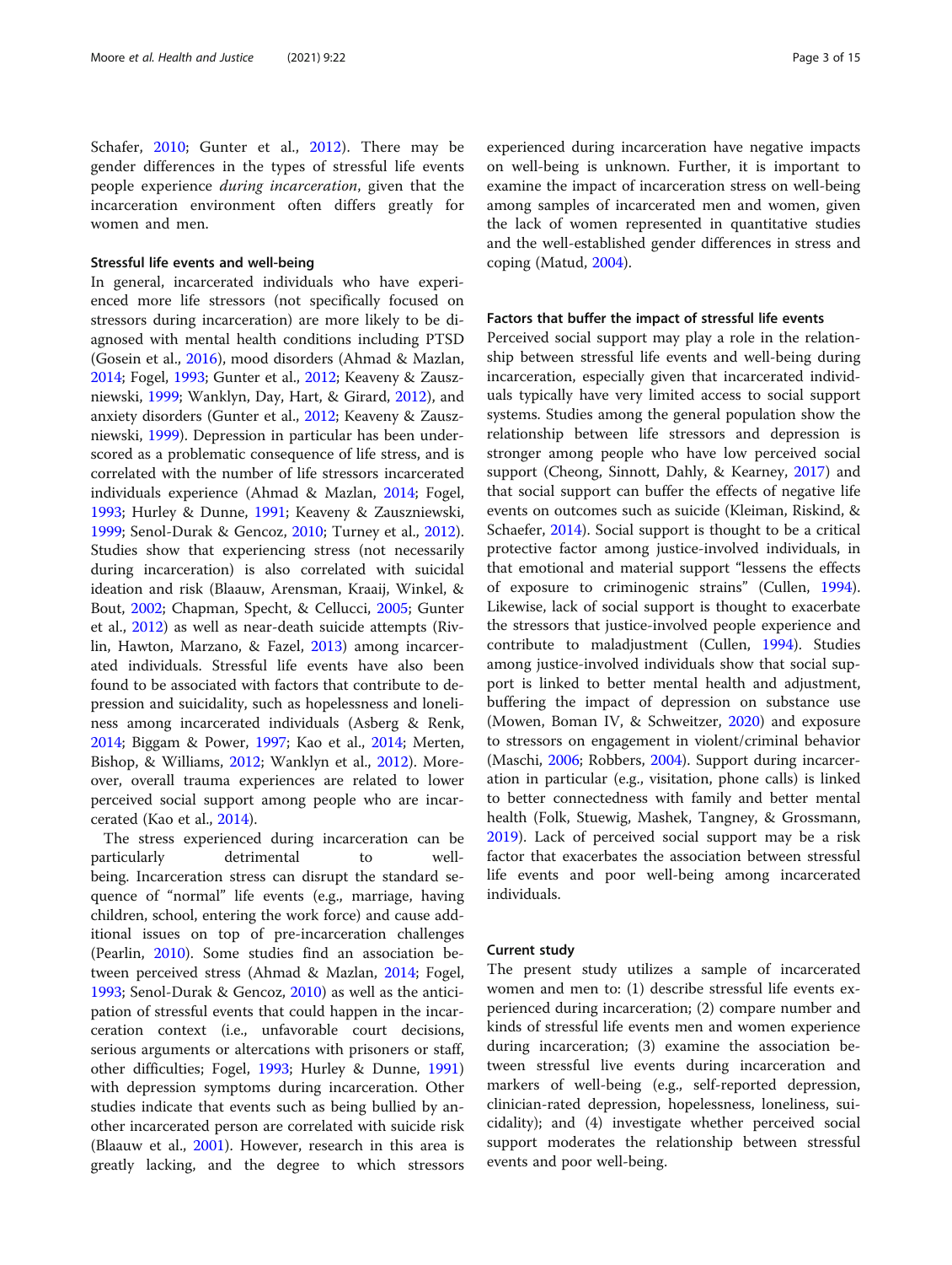Schafer, 2010; Gunter et al., 2012). There may be gender differences in the types of stressful life events people experience *during incarceration*, given that the incarceration environment often differs greatly for women and men.

### Stressful life events and well-being

In general, incarcerated individuals who have experienced more life stressors (not specifically focused on stressors during incarceration) are more likely to be diagnosed with mental health conditions including PTSD (Gosein et al., 2016), mood disorders (Ahmad & Mazlan, 2014; Fogel, 1993; Gunter et al., 2012; Keaveny & Zauszniewski, 1999; Wanklyn, Day, Hart, & Girard, 2012), and anxiety disorders (Gunter et al., 2012; Keaveny & Zauszniewski, 1999). Depression in particular has been underscored as a problematic consequence of life stress, and is correlated with the number of life stressors incarcerated individuals experience (Ahmad & Mazlan, 2014; Fogel, 1993; Hurley & Dunne, 1991; Keaveny & Zauszniewski, 1999; Senol-Durak & Gencoz, 2010; Turney et al., 2012). Studies show that experiencing stress (not necessarily during incarceration) is also correlated with suicidal ideation and risk (Blaauw, Arensman, Kraaij, Winkel, & Bout, 2002; Chapman, Specht, & Cellucci, 2005; Gunter et al., 2012) as well as near-death suicide attempts (Rivlin, Hawton, Marzano, & Fazel, 2013) among incarcerated individuals. Stressful life events have also been found to be associated with factors that contribute to depression and suicidality, such as hopelessness and loneliness among incarcerated individuals (Asberg & Renk, 2014; Biggam & Power, 1997; Kao et al., 2014; Merten, Bishop, & Williams, 2012; Wanklyn et al., 2012). Moreover, overall trauma experiences are related to lower perceived social support among people who are incarcerated (Kao et al., 2014).

The stress experienced during incarceration can be particularly detrimental to well-being. Incarceration stress can disrupt the standard sequence of "normal" life events (e.g., marriage, having children, school, entering the work force) and cause additional issues on top of pre-incarceration challenges (Pearlin, 2010). Some studies find an association between perceived stress (Ahmad & Mazlan, 2014; Fogel, 1993; Senol-Durak & Gencoz, 2010) as well as the anticipation of stressful events that could happen in the incarceration context (i.e., unfavorable court decisions, serious arguments or altercations with prisoners or staff, other difficulties; Fogel, 1993; Hurley & Dunne, 1991) with depression symptoms during incarceration. Other studies indicate that events such as being bullied by another incarcerated person are correlated with suicide risk (Blaauw et al., 2001). However, research in this area is greatly lacking, and the degree to which stressors experienced during incarceration have negative impacts on well-being is unknown. Further, it is important to examine the impact of incarceration stress on well-being among samples of incarcerated men and women, given the lack of women represented in quantitative studies and the well-established gender differences in stress and coping (Matud, 2004).

### Factors that buffer the impact of stressful life events

Perceived social support may play a role in the relationship between stressful life events and well-being during incarceration, especially given that incarcerated individuals typically have very limited access to social support systems. Studies among the general population show the relationship between life stressors and depression is stronger among people who have low perceived social support (Cheong, Sinnott, Dahly, & Kearney, 2017) and that social support can buffer the effects of negative life events on outcomes such as suicide (Kleiman, Riskind, & Schaefer, 2014). Social support is thought to be a critical protective factor among justice-involved individuals, in that emotional and material support "lessens the effects of exposure to criminogenic strains" (Cullen, 1994). Likewise, lack of social support is thought to exacerbate the stressors that justice-involved people experience and contribute to maladjustment (Cullen, 1994). Studies among justice-involved individuals show that social support is linked to better mental health and adjustment, buffering the impact of depression on substance use (Mowen, Boman IV, & Schweitzer, 2020) and exposure to stressors on engagement in violent/criminal behavior (Maschi, 2006; Robbers, 2004). Support during incarceration in particular (e.g., visitation, phone calls) is linked to better connectedness with family and better mental health (Folk, Stuewig, Mashek, Tangney, & Grossmann, 2019). Lack of perceived social support may be a risk factor that exacerbates the association between stressful life events and poor well-being among incarcerated individuals.

### Current study

The present study utilizes a sample of incarcerated women and men to: (1) describe stressful life events experienced during incarceration; (2) compare number and kinds of stressful life events men and women experience during incarceration; (3) examine the association between stressful live events during incarceration and markers of well-being (e.g., self-reported depression, clinician-rated depression, hopelessness, loneliness, suicidality); and (4) investigate whether perceived social support moderates the relationship between stressful events and poor well-being.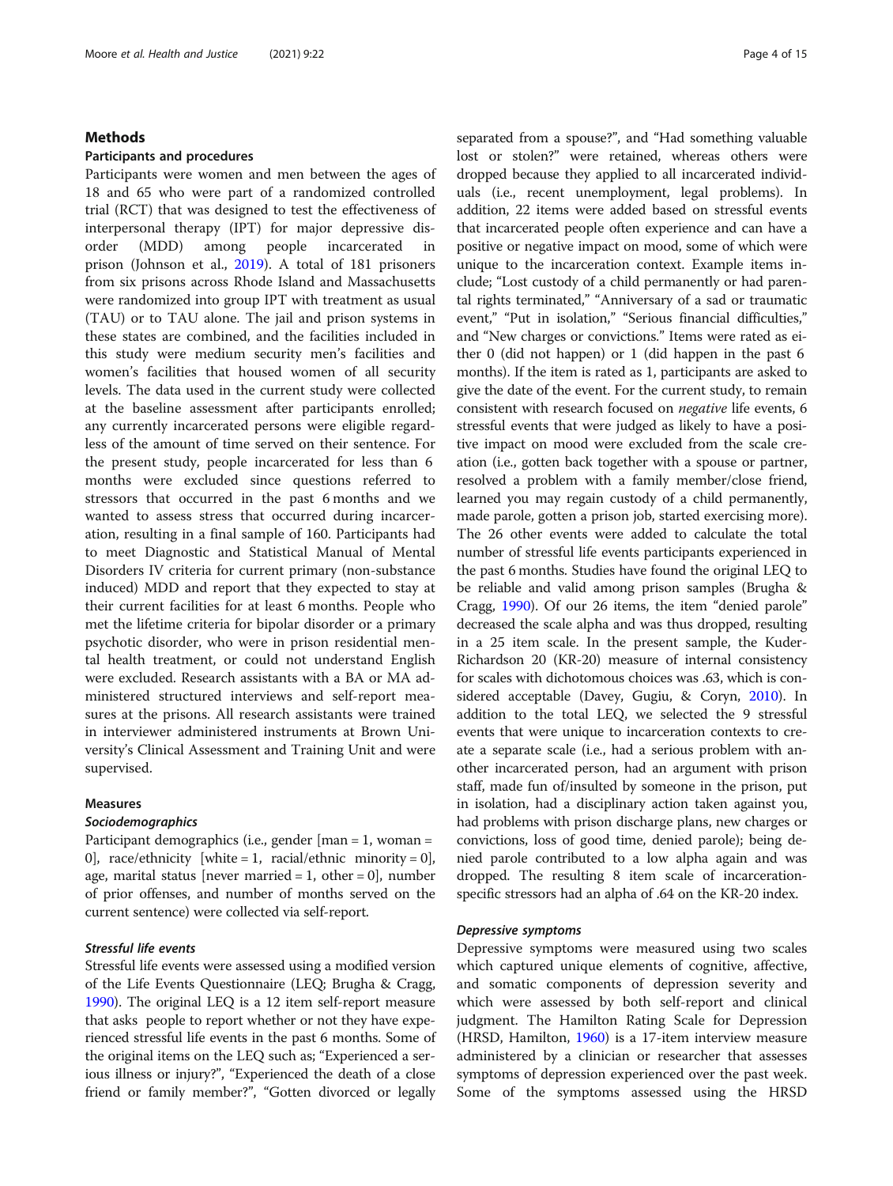## Methods

### Participants and procedures

Participants were women and men between the ages of 18 and 65 who were part of a randomized controlled trial (RCT) that was designed to test the effectiveness of interpersonal therapy (IPT) for major depressive disorder (MDD) among people incarcerated in prison (Johnson et al., 2019). A total of 181 prisoners from six prisons across Rhode Island and Massachusetts were randomized into group IPT with treatment as usual (TAU) or to TAU alone. The jail and prison systems in these states are combined, and the facilities included in this study were medium security men's facilities and women's facilities that housed women of all security levels. The data used in the current study were collected at the baseline assessment after participants enrolled; any currently incarcerated persons were eligible regardless of the amount of time served on their sentence. For the present study, people incarcerated for less than 6 months were excluded since questions referred to stressors that occurred in the past 6 months and we wanted to assess stress that occurred during incarceration, resulting in a final sample of 160. Participants had to meet Diagnostic and Statistical Manual of Mental Disorders IV criteria for current primary (non-substance induced) MDD and report that they expected to stay at their current facilities for at least 6 months. People who met the lifetime criteria for bipolar disorder or a primary psychotic disorder, who were in prison residential mental health treatment, or could not understand English were excluded. Research assistants with a BA or MA administered structured interviews and self-report measures at the prisons. All research assistants were trained in interviewer administered instruments at Brown University's Clinical Assessment and Training Unit and were supervised.

### Measures

#### *Sociodemographics*

Participant demographics (i.e., gender [man = 1, woman = 0], race/ethnicity [white = 1, racial/ethnic minority = 0], age, marital status [never married = 1, other = 0], number of prior offenses, and number of months served on the current sentence) were collected via self-report.

#### *Stressful life events*

Stressful life events were assessed using a modified version of the Life Events Questionnaire (LEQ; Brugha & Cragg, 1990). The original LEQ is a 12 item self-report measure that asks people to report whether or not they have experienced stressful life events in the past 6 months. Some of the original items on the LEQ such as; "Experienced a serious illness or injury?", "Experienced the death of a close friend or family member?", "Gotten divorced or legally separated from a spouse?", and "Had something valuable lost or stolen?" were retained, whereas others were dropped because they applied to all incarcerated individuals (i.e., recent unemployment, legal problems). In addition, 22 items were added based on stressful events that incarcerated people often experience and can have a positive or negative impact on mood, some of which were unique to the incarceration context. Example items include; "Lost custody of a child permanently or had parental rights terminated," "Anniversary of a sad or traumatic event," "Put in isolation," "Serious financial difficulties," and "New charges or convictions." Items were rated as either 0 (did not happen) or 1 (did happen in the past 6 months). If the item is rated as 1, participants are asked to give the date of the event. For the current study, to remain consistent with research focused on *negative* life events, 6 stressful events that were judged as likely to have a positive impact on mood were excluded from the scale creation (i.e., gotten back together with a spouse or partner, resolved a problem with a family member/close friend, learned you may regain custody of a child permanently, made parole, gotten a prison job, started exercising more). The 26 other events were added to calculate the total number of stressful life events participants experienced in the past 6 months. Studies have found the original LEQ to be reliable and valid among prison samples (Brugha & Cragg, 1990). Of our 26 items, the item "denied parole" decreased the scale alpha and was thus dropped, resulting in a 25 item scale. In the present sample, the Kuder-Richardson 20 (KR-20) measure of internal consistency for scales with dichotomous choices was .63, which is considered acceptable (Davey, Gugiu, & Coryn, 2010). In addition to the total LEQ, we selected the 9 stressful events that were unique to incarceration contexts to create a separate scale (i.e., had a serious problem with another incarcerated person, had an argument with prison staff, made fun of/insulted by someone in the prison, put in isolation, had a disciplinary action taken against you, had problems with prison discharge plans, new charges or convictions, loss of good time, denied parole); being denied parole contributed to a low alpha again and was dropped. The resulting 8 item scale of incarceration-specific stressors had an alpha of .64 on the KR-20 index.

#### *Depressive symptoms*

Depressive symptoms were measured using two scales which captured unique elements of cognitive, affective, and somatic components of depression severity and which were assessed by both self-report and clinical judgment. The Hamilton Rating Scale for Depression (HRSD, Hamilton, 1960) is a 17-item interview measure administered by a clinician or researcher that assesses symptoms of depression experienced over the past week. Some of the symptoms assessed using the HRSD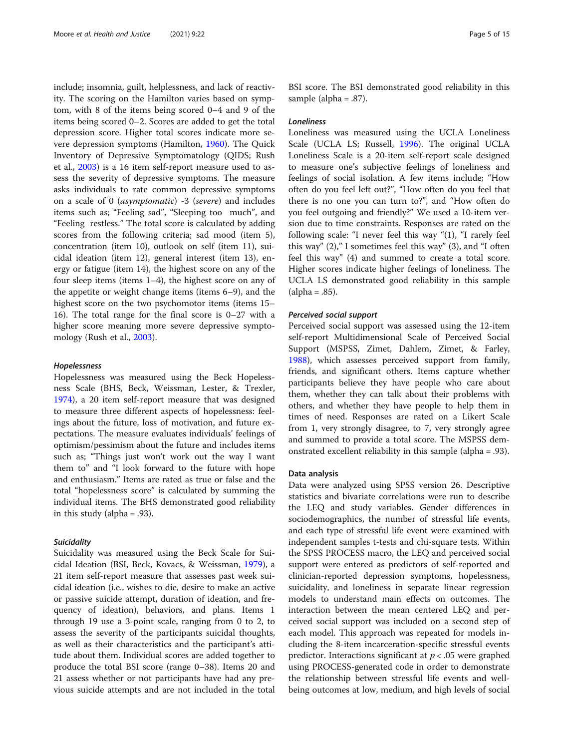include; insomnia, guilt, helplessness, and lack of reactivity. The scoring on the Hamilton varies based on symptom, with 8 of the items being scored 0–4 and 9 of the items being scored 0–2. Scores are added to get the total depression score. Higher total scores indicate more severe depression symptoms (Hamilton, 1960). The Quick Inventory of Depressive Symptomatology (QIDS; Rush et al., 2003) is a 16 item self-report measure used to assess the severity of depressive symptoms. The measure asks individuals to rate common depressive symptoms on a scale of 0 (*asymptomatic*) -3 (*severe*) and includes items such as; "Feeling sad", "Sleeping too much", and "Feeling restless." The total score is calculated by adding scores from the following criteria; sad mood (item 5), concentration (item 10), outlook on self (item 11), suicidal ideation (item 12), general interest (item 13), energy or fatigue (item 14), the highest score on any of the four sleep items (items 1–4), the highest score on any of the appetite or weight change items (items 6–9), and the highest score on the two psychomotor items (items 15–16). The total range for the final score is 0–27 with a higher score meaning more severe depressive symptomology (Rush et al., 2003).

#### Hopelessness

Hopelessness was measured using the Beck Hopelessness Scale (BHS, Beck, Weissman, Lester, & Trexler, 1974), a 20 item self-report measure that was designed to measure three different aspects of hopelessness: feelings about the future, loss of motivation, and future expectations. The measure evaluates individuals' feelings of optimism/pessimism about the future and includes items such as; "Things just won't work out the way I want them to" and "I look forward to the future with hope and enthusiasm." Items are rated as true or false and the total "hopelessness score" is calculated by summing the individual items. The BHS demonstrated good reliability in this study (alpha = .93).

#### Suicidality

Suicidality was measured using the Beck Scale for Suicidal Ideation (BSI, Beck, Kovacs, & Weissman, 1979), a 21 item self-report measure that assesses past week suicidal ideation (i.e., wishes to die, desire to make an active or passive suicide attempt, duration of ideation, and frequency of ideation), behaviors, and plans. Items 1 through 19 use a 3-point scale, ranging from 0 to 2, to assess the severity of the participants suicidal thoughts, as well as their characteristics and the participant's attitude about them. Individual scores are added together to produce the total BSI score (range 0–38). Items 20 and 21 assess whether or not participants have had any previous suicide attempts and are not included in the total BSI score. The BSI demonstrated good reliability in this sample (alpha = .87).

#### Loneliness

Loneliness was measured using the UCLA Loneliness Scale (UCLA LS; Russell, 1996). The original UCLA Loneliness Scale is a 20-item self-report scale designed to measure one's subjective feelings of loneliness and feelings of social isolation. A few items include; "How often do you feel left out?", "How often do you feel that there is no one you can turn to?", and "How often do you feel outgoing and friendly?" We used a 10-item version due to time constraints. Responses are rated on the following scale: "I never feel this way "(1), "I rarely feel this way" (2)," I sometimes feel this way" (3), and "I often feel this way" (4) and summed to create a total score. Higher scores indicate higher feelings of loneliness. The UCLA LS demonstrated good reliability in this sample (alpha = .85).

#### Perceived social support

Perceived social support was assessed using the 12-item self-report Multidimensional Scale of Perceived Social Support (MSPSS, Zimet, Dahlem, Zimet, & Farley, 1988), which assesses perceived support from family, friends, and significant others. Items capture whether participants believe they have people who care about them, whether they can talk about their problems with others, and whether they have people to help them in times of need. Responses are rated on a Likert Scale from 1, very strongly disagree, to 7, very strongly agree and summed to provide a total score. The MSPSS demonstrated excellent reliability in this sample (alpha = .93).

### Data analysis

Data were analyzed using SPSS version 26. Descriptive statistics and bivariate correlations were run to describe the LEQ and study variables. Gender differences in sociodemographics, the number of stressful life events, and each type of stressful life event were examined with independent samples t-tests and chi-square tests. Within the SPSS PROCESS macro, the LEQ and perceived social support were entered as predictors of self-reported and clinician-reported depression symptoms, hopelessness, suicidality, and loneliness in separate linear regression models to understand main effects on outcomes. The interaction between the mean centered LEQ and perceived social support was included on a second step of each model. This approach was repeated for models including the 8-item incarceration-specific stressful events predictor. Interactions significant at $p < .05$ were graphed using PROCESS-generated code in order to demonstrate the relationship between stressful life events and well-being outcomes at low, medium, and high levels of social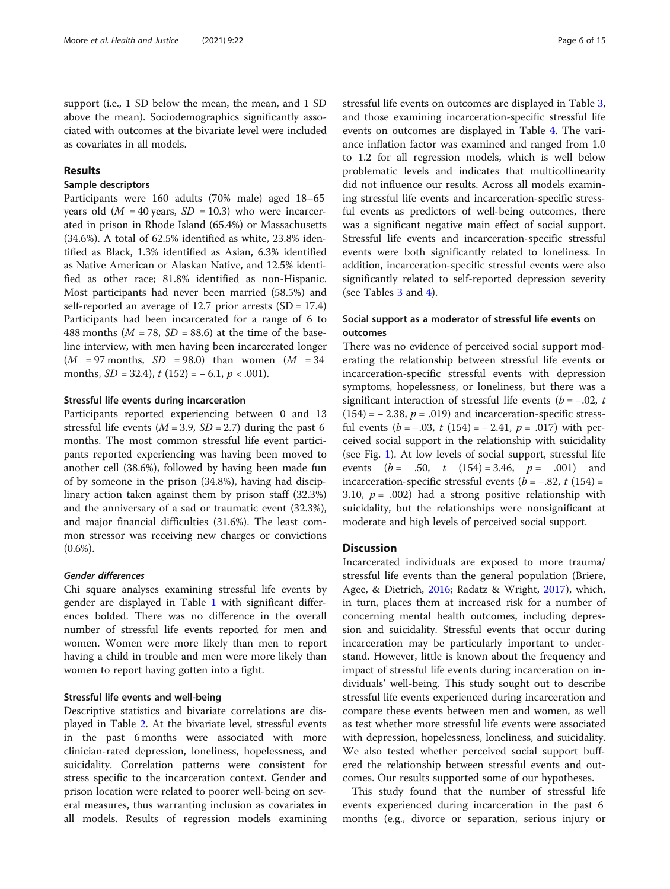support (i.e., 1 SD below the mean, the mean, and 1 SD above the mean). Sociodemographics significantly associated with outcomes at the bivariate level were included as covariates in all models.

## Results

### Sample descriptors

Participants were 160 adults (70% male) aged 18–65 years old ($M$ = 40 years, $SD$ = 10.3) who were incarcerated in prison in Rhode Island (65.4%) or Massachusetts (34.6%). A total of 62.5% identified as white, 23.8% identified as Black, 1.3% identified as Asian, 6.3% identified as Native American or Alaskan Native, and 12.5% identified as other race; 81.8% identified as non-Hispanic. Most participants had never been married (58.5%) and self-reported an average of 12.7 prior arrests (SD = 17.4) Participants had been incarcerated for a range of 6 to 488 months ($M$ = 78, $SD$ = 88.6) at the time of the baseline interview, with men having been incarcerated longer ($M$ = 97 months, $SD$ = 98.0) than women ($M$ = 34 months, $SD$ = 32.4), $t$ (152) = − 6.1, $p$ < .001).

### Stressful life events during incarceration

Participants reported experiencing between 0 and 13 stressful life events ($M$ = 3.9, $SD$ = 2.7) during the past 6 months. The most common stressful life event participants reported experiencing was having been moved to another cell (38.6%), followed by having been made fun of by someone in the prison (34.8%), having had disciplinary action taken against them by prison staff (32.3%) and the anniversary of a sad or traumatic event (32.3%), and major financial difficulties (31.6%). The least common stressor was receiving new charges or convictions (0.6%).

#### *Gender differences*

Chi square analyses examining stressful life events by gender are displayed in Table 1 with significant differences bolded. There was no difference in the overall number of stressful life events reported for men and women. Women were more likely than men to report having a child in trouble and men were more likely than women to report having gotten into a fight.

### Stressful life events and well-being

Descriptive statistics and bivariate correlations are displayed in Table 2. At the bivariate level, stressful events in the past 6 months were associated with more clinician-rated depression, loneliness, hopelessness, and suicidality. Correlation patterns were consistent for stress specific to the incarceration context. Gender and prison location were related to poorer well-being on several measures, thus warranting inclusion as covariates in all models. Results of regression models examining stressful life events on outcomes are displayed in Table 3, and those examining incarceration-specific stressful life events on outcomes are displayed in Table 4. The variance inflation factor was examined and ranged from 1.0 to 1.2 for all regression models, which is well below problematic levels and indicates that multicollinearity did not influence our results. Across all models examining stressful life events and incarceration-specific stressful events as predictors of well-being outcomes, there was a significant negative main effect of social support. Stressful life events and incarceration-specific stressful events were both significantly related to loneliness. In addition, incarceration-specific stressful events were also significantly related to self-reported depression severity (see Tables 3 and 4).

### Social support as a moderator of stressful life events on outcomes

There was no evidence of perceived social support moderating the relationship between stressful life events or incarceration-specific stressful events with depression symptoms, hopelessness, or loneliness, but there was a significant interaction of stressful life events ($b$ = −.02, $t$ (154) = − 2.38, $p$ = .019) and incarceration-specific stressful events ($b$ = −.03, $t$ (154) = − 2.41, $p$ = .017) with perceived social support in the relationship with suicidality (see Fig. 1). At low levels of social support, stressful life events ($b$ = .50, $t$ (154) = 3.46, $p$ = .001) and incarceration-specific stressful events ($b$ = −.82, $t$ (154) = 3.10, $p$ = .002) had a strong positive relationship with suicidality, but the relationships were nonsignificant at moderate and high levels of perceived social support.

## Discussion

Incarcerated individuals are exposed to more trauma/stressful life events than the general population (Briere, Agee, & Dietrich, 2016; Radatz & Wright, 2017), which, in turn, places them at increased risk for a number of concerning mental health outcomes, including depression and suicidality. Stressful events that occur during incarceration may be particularly important to understand. However, little is known about the frequency and impact of stressful life events during incarceration on individuals' well-being. This study sought out to describe stressful life events experienced during incarceration and compare these events between men and women, as well as test whether more stressful life events were associated with depression, hopelessness, loneliness, and suicidality. We also tested whether perceived social support buffered the relationship between stressful events and outcomes. Our results supported some of our hypotheses.

This study found that the number of stressful life events experienced during incarceration in the past 6 months (e.g., divorce or separation, serious injury or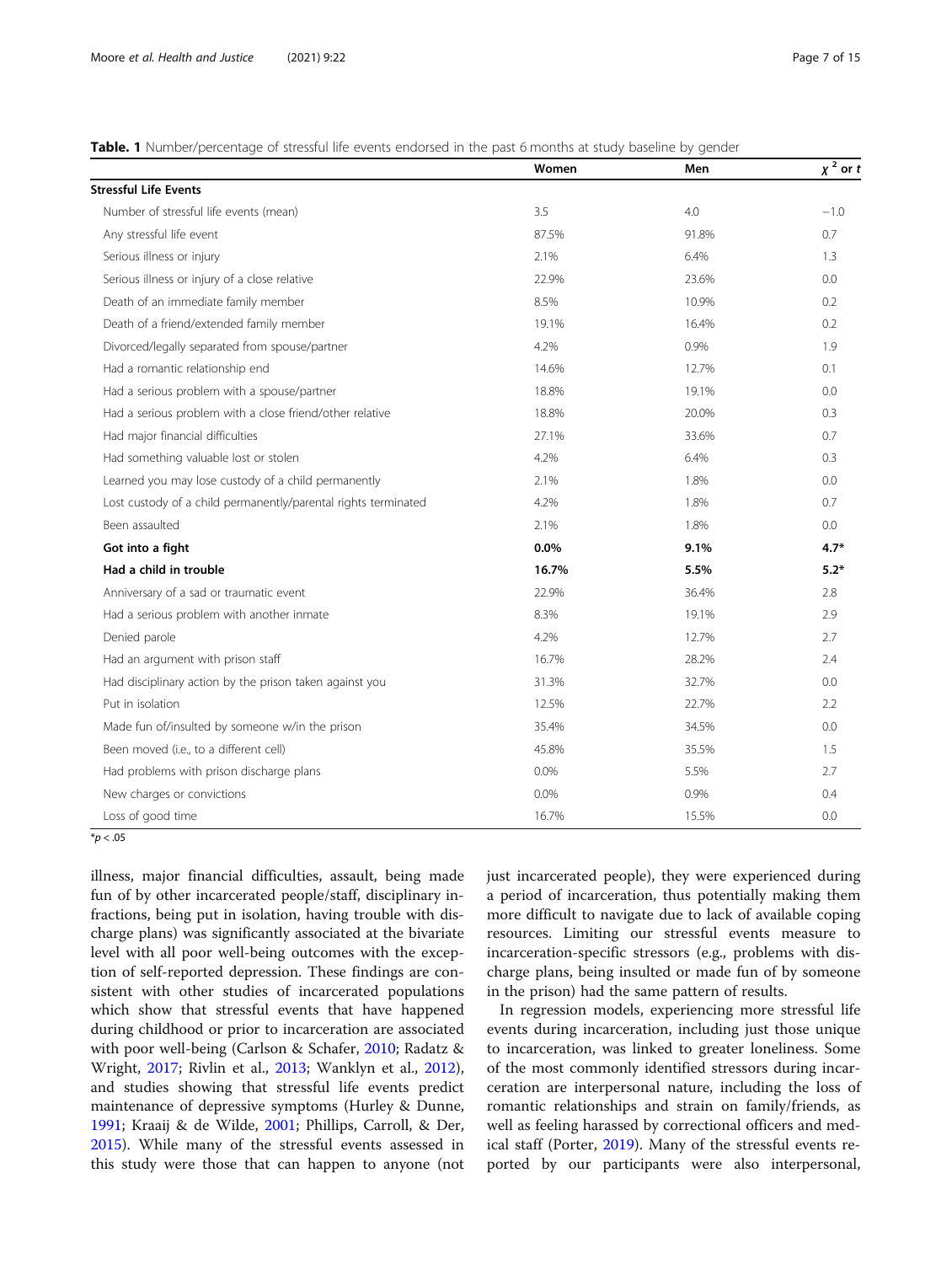**Table. 1** Number/percentage of stressful life events endorsed in the past 6 months at study baseline by gender

| | Women | Men | $\chi^2$ or *t* |
|---|---|---|---|
| **Stressful Life Events** | | | |
| Number of stressful life events (mean) | 3.5 | 4.0 | −1.0 |
| Any stressful life event | 87.5% | 91.8% | 0.7 |
| Serious illness or injury | 2.1% | 6.4% | 1.3 |
| Serious illness or injury of a close relative | 22.9% | 23.6% | 0.0 |
| Death of an immediate family member | 8.5% | 10.9% | 0.2 |
| Death of a friend/extended family member | 19.1% | 16.4% | 0.2 |
| Divorced/legally separated from spouse/partner | 4.2% | 0.9% | 1.9 |
| Had a romantic relationship end | 14.6% | 12.7% | 0.1 |
| Had a serious problem with a spouse/partner | 18.8% | 19.1% | 0.0 |
| Had a serious problem with a close friend/other relative | 18.8% | 20.0% | 0.3 |
| Had major financial difficulties | 27.1% | 33.6% | 0.7 |
| Had something valuable lost or stolen | 4.2% | 6.4% | 0.3 |
| Learned you may lose custody of a child permanently | 2.1% | 1.8% | 0.0 |
| Lost custody of a child permanently/parental rights terminated | 4.2% | 1.8% | 0.7 |
| Been assaulted | 2.1% | 1.8% | 0.0 |
| **Got into a fight** | **0.0%** | **9.1%** | **4.7*** |
| **Had a child in trouble** | **16.7%** | **5.5%** | **5.2*** |
| Anniversary of a sad or traumatic event | 22.9% | 36.4% | 2.8 |
| Had a serious problem with another inmate | 8.3% | 19.1% | 2.9 |
| Denied parole | 4.2% | 12.7% | 2.7 |
| Had an argument with prison staff | 16.7% | 28.2% | 2.4 |
| Had disciplinary action by the prison taken against you | 31.3% | 32.7% | 0.0 |
| Put in isolation | 12.5% | 22.7% | 2.2 |
| Made fun of/insulted by someone w/in the prison | 35.4% | 34.5% | 0.0 |
| Been moved (i.e., to a different cell) | 45.8% | 35.5% | 1.5 |
| Had problems with prison discharge plans | 0.0% | 5.5% | 2.7 |
| New charges or convictions | 0.0% | 0.9% | 0.4 |
| Loss of good time | 16.7% | 15.5% | 0.0 |

*$p < .05$

illness, major financial difficulties, assault, being made fun of by other incarcerated people/staff, disciplinary infractions, being put in isolation, having trouble with discharge plans) was significantly associated at the bivariate level with all poor well-being outcomes with the exception of self-reported depression. These findings are consistent with other studies of incarcerated populations which show that stressful events that have happened during childhood or prior to incarceration are associated with poor well-being (Carlson & Schafer, 2010; Radatz & Wright, 2017; Rivlin et al., 2013; Wanklyn et al., 2012), and studies showing that stressful life events predict maintenance of depressive symptoms (Hurley & Dunne, 1991; Kraaij & de Wilde, 2001; Phillips, Carroll, & Der, 2015). While many of the stressful events assessed in this study were those that can happen to anyone (not just incarcerated people), they were experienced during a period of incarceration, thus potentially making them more difficult to navigate due to lack of available coping resources. Limiting our stressful events measure to incarceration-specific stressors (e.g., problems with discharge plans, being insulted or made fun of by someone in the prison) had the same pattern of results.

In regression models, experiencing more stressful life events during incarceration, including just those unique to incarceration, was linked to greater loneliness. Some of the most commonly identified stressors during incarceration are interpersonal nature, including the loss of romantic relationships and strain on family/friends, as well as feeling harassed by correctional officers and medical staff (Porter, 2019). Many of the stressful events reported by our participants were also interpersonal,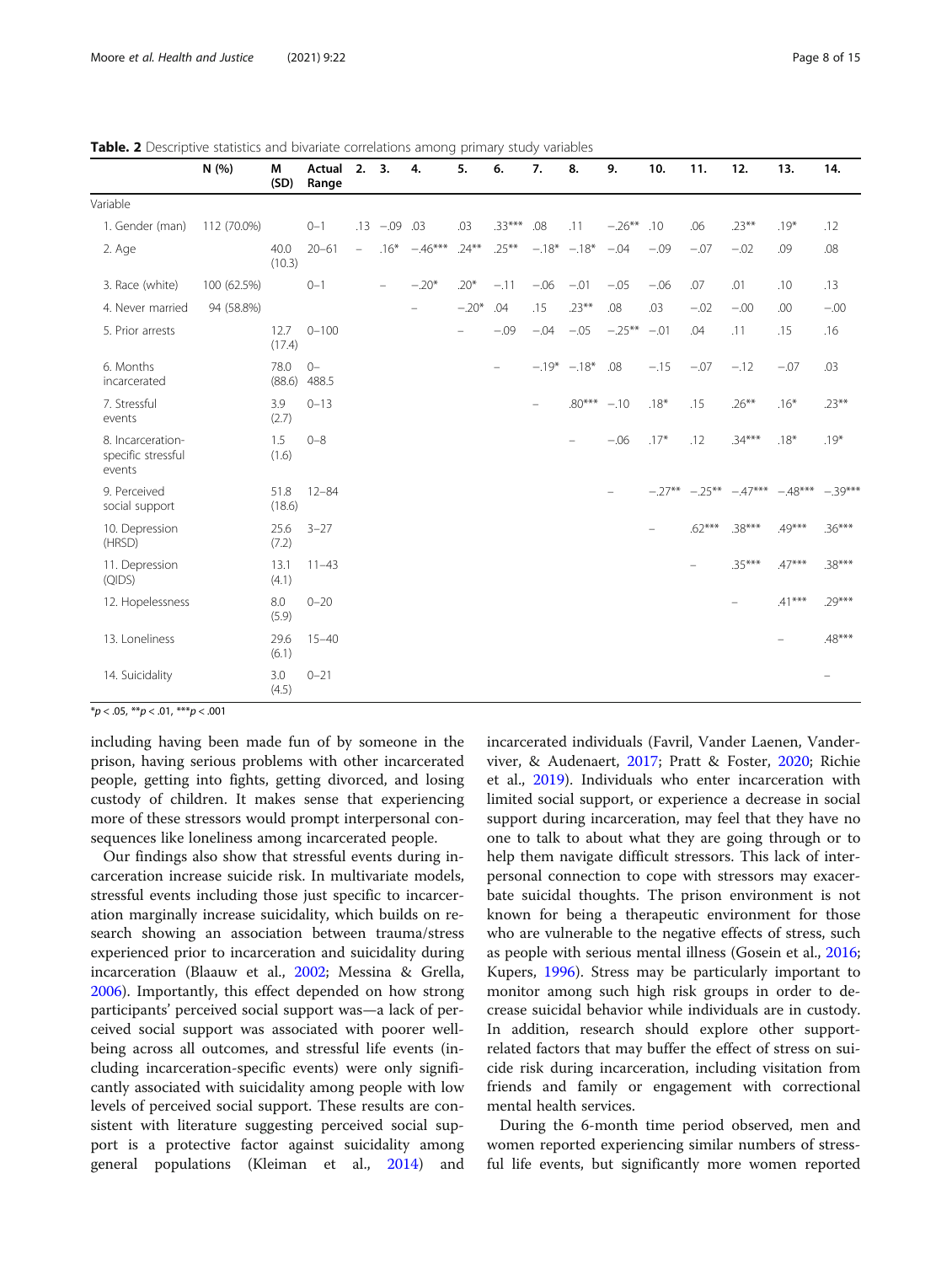**Table. 2** Descriptive statistics and bivariate correlations among primary study variables

| | N (%) | M (SD) | Actual Range | 2. | 3. | 4. | 5. | 6. | 7. | 8. | 9. | 10. | 11. | 12. | 13. | 14. |
|---|---|---|---|---|---|---|---|---|---|---|---|---|---|---|---|---|
| Variable | | | | | | | | | | | | | | | | |
| 1. Gender (man) | 112 (70.0%) | | 0–1 | .13 | −.09 | .03 | .03 | .33*** | .08 | .11 | −.26** | .10 | .06 | .23** | .19* | .12 |
| 2. Age | | 40.0 (10.3) | 20–61 | – | .16* | −.46*** | .24** | .25** | −.18* | −.18* | −.04 | −.09 | −.07 | −.02 | .09 | .08 |
| 3. Race (white) | 100 (62.5%) | | 0–1 | | – | −.20* | .20* | −.11 | −.06 | −.01 | −.05 | −.06 | .07 | .01 | .10 | .13 |
| 4. Never married | 94 (58.8%) | | | | | – | −.20* | .04 | .15 | .23** | .08 | .03 | −.02 | −.00 | .00 | −.00 |
| 5. Prior arrests | | 12.7 (17.4) | 0–100 | | | | – | −.09 | −.04 | −.05 | −.25** | −.01 | .04 | .11 | .15 | .16 |
| 6. Months incarcerated | | 78.0 (88.6) | 0–488.5 | | | | | – | −.19* | −.18* | .08 | −.15 | −.07 | −.12 | −.07 | .03 |
| 7. Stressful events | | 3.9 (2.7) | 0–13 | | | | | | – | .80*** | −.10 | .18* | .15 | .26** | .16* | .23** |
| 8. Incarceration-specific stressful events | | 1.5 (1.6) | 0–8 | | | | | | | – | −.06 | .17* | .12 | .34*** | .18* | .19* |
| 9. Perceived social support | | 51.8 (18.6) | 12–84 | | | | | | | | – | −.27** | −.25** | −.47*** | −.48*** | −.39*** |
| 10. Depression (HRSD) | | 25.6 (7.2) | 3–27 | | | | | | | | | – | .62*** | .38*** | .49*** | .36*** |
| 11. Depression (QIDS) | | 13.1 (4.1) | 11–43 | | | | | | | | | | – | .35*** | .47*** | .38*** |
| 12. Hopelessness | | 8.0 (5.9) | 0–20 | | | | | | | | | | | – | .41*** | .29*** |
| 13. Loneliness | | 29.6 (6.1) | 15–40 | | | | | | | | | | | | – | .48*** |
| 14. Suicidality | | 3.0 (4.5) | 0–21 | | | | | | | | | | | | | – |

*$p < .05$, **$p < .01$, ***$p < .001$

including having been made fun of by someone in the prison, having serious problems with other incarcerated people, getting into fights, getting divorced, and losing custody of children. It makes sense that experiencing more of these stressors would prompt interpersonal consequences like loneliness among incarcerated people.

Our findings also show that stressful events during incarceration increase suicide risk. In multivariate models, stressful events including those just specific to incarceration marginally increase suicidality, which builds on research showing an association between trauma/stress experienced prior to incarceration and suicidality during incarceration (Blaauw et al., 2002; Messina & Grella, 2006). Importantly, this effect depended on how strong participants' perceived social support was—a lack of perceived social support was associated with poorer well-being across all outcomes, and stressful life events (including incarceration-specific events) were only significantly associated with suicidality among people with low levels of perceived social support. These results are consistent with literature suggesting perceived social support is a protective factor against suicidality among general populations (Kleiman et al., 2014) and incarcerated individuals (Favril, Vander Laenen, Vandeviver, & Audenaert, 2017; Pratt & Foster, 2020; Richie et al., 2019). Individuals who enter incarceration with limited social support, or experience a decrease in social support during incarceration, may feel that they have no one to talk to about what they are going through or to help them navigate difficult stressors. This lack of interpersonal connection to cope with stressors may exacerbate suicidal thoughts. The prison environment is not known for being a therapeutic environment for those who are vulnerable to the negative effects of stress, such as people with serious mental illness (Gosein et al., 2016; Kupers, 1996). Stress may be particularly important to monitor among such high risk groups in order to decrease suicidal behavior while individuals are in custody. In addition, research should explore other support-related factors that may buffer the effect of stress on suicide risk during incarceration, including visitation from friends and family or engagement with correctional mental health services.

During the 6-month time period observed, men and women reported experiencing similar numbers of stressful life events, but significantly more women reported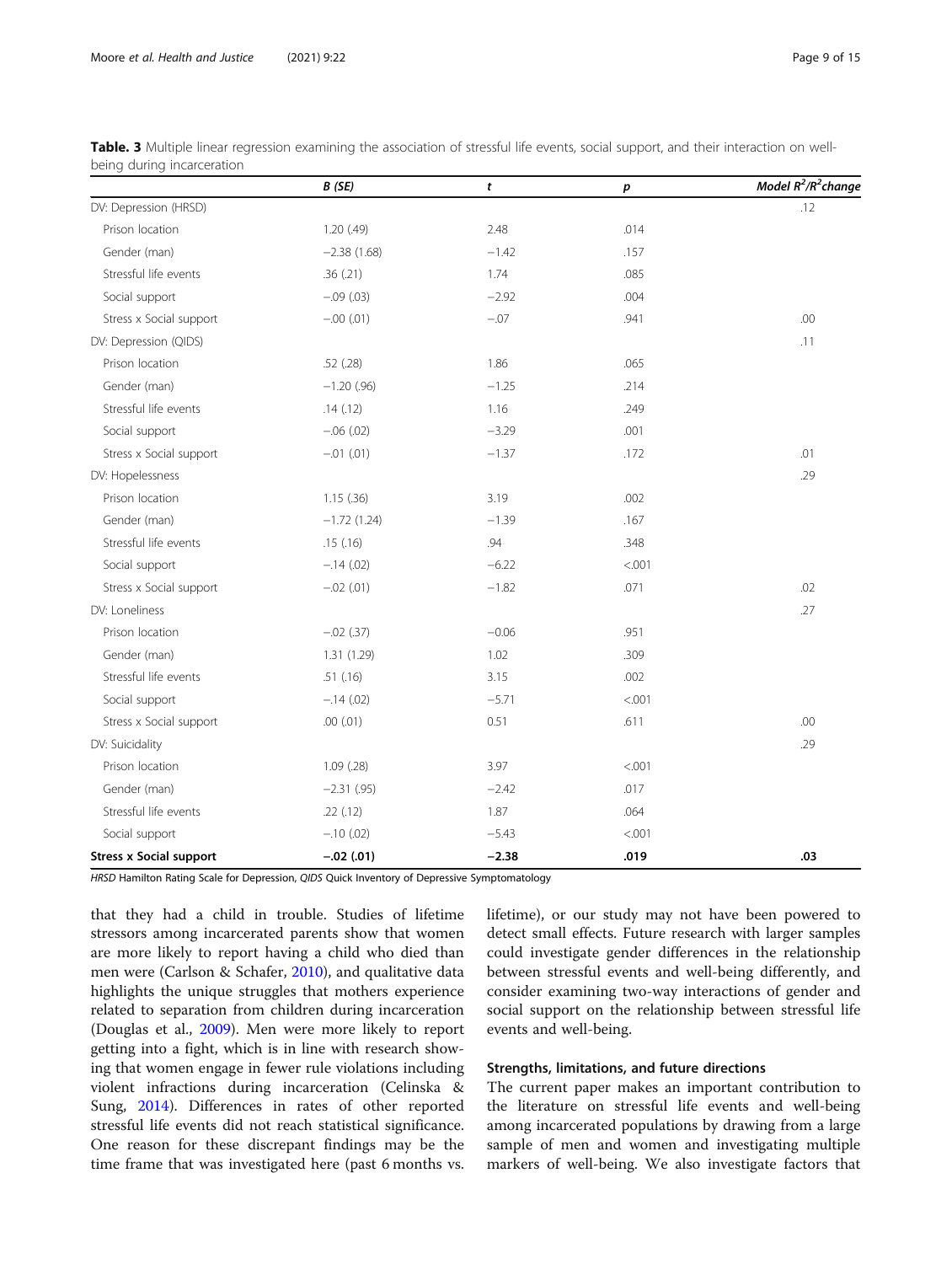**Table. 3** Multiple linear regression examining the association of stressful life events, social support, and their interaction on well-being during incarceration

| | B (SE) | t | p | Model $R^2$/$R^2$change |
|---|---|---|---|---|
| DV: Depression (HRSD) | | | | .12 |
| Prison location | 1.20 (.49) | 2.48 | .014 | |
| Gender (man) | −2.38 (1.68) | −1.42 | .157 | |
| Stressful life events | .36 (.21) | 1.74 | .085 | |
| Social support | −.09 (.03) | −2.92 | .004 | |
| Stress x Social support | −.00 (.01) | −.07 | .941 | .00 |
| DV: Depression (QIDS) | | | | .11 |
| Prison location | .52 (.28) | 1.86 | .065 | |
| Gender (man) | −1.20 (.96) | −1.25 | .214 | |
| Stressful life events | .14 (.12) | 1.16 | .249 | |
| Social support | −.06 (.02) | −3.29 | .001 | |
| Stress x Social support | −.01 (.01) | −1.37 | .172 | .01 |
| DV: Hopelessness | | | | .29 |
| Prison location | 1.15 (.36) | 3.19 | .002 | |
| Gender (man) | −1.72 (1.24) | −1.39 | .167 | |
| Stressful life events | .15 (.16) | .94 | .348 | |
| Social support | −.14 (.02) | −6.22 | <.001 | |
| Stress x Social support | −.02 (.01) | −1.82 | .071 | .02 |
| DV: Loneliness | | | | .27 |
| Prison location | −.02 (.37) | −0.06 | .951 | |
| Gender (man) | 1.31 (1.29) | 1.02 | .309 | |
| Stressful life events | .51 (.16) | 3.15 | .002 | |
| Social support | −.14 (.02) | −5.71 | <.001 | |
| Stress x Social support | .00 (.01) | 0.51 | .611 | .00 |
| DV: Suicidality | | | | .29 |
| Prison location | 1.09 (.28) | 3.97 | <.001 | |
| Gender (man) | −2.31 (.95) | −2.42 | .017 | |
| Stressful life events | .22 (.12) | 1.87 | .064 | |
| Social support | −.10 (.02) | −5.43 | <.001 | |
| **Stress x Social support** | **−.02 (.01)** | **−2.38** | **.019** | **.03** |

*HRSD* Hamilton Rating Scale for Depression, *QIDS* Quick Inventory of Depressive Symptomatology

that they had a child in trouble. Studies of lifetime stressors among incarcerated parents show that women are more likely to report having a child who died than men were (Carlson & Schafer, 2010), and qualitative data highlights the unique struggles that mothers experience related to separation from children during incarceration (Douglas et al., 2009). Men were more likely to report getting into a fight, which is in line with research showing that women engage in fewer rule violations including violent infractions during incarceration (Celinska & Sung, 2014). Differences in rates of other reported stressful life events did not reach statistical significance. One reason for these discrepant findings may be the time frame that was investigated here (past 6 months vs. lifetime), or our study may not have been powered to detect small effects. Future research with larger samples could investigate gender differences in the relationship between stressful events and well-being differently, and consider examining two-way interactions of gender and social support on the relationship between stressful life events and well-being.

## Strengths, limitations, and future directions

The current paper makes an important contribution to the literature on stressful life events and well-being among incarcerated populations by drawing from a large sample of men and women and investigating multiple markers of well-being. We also investigate factors that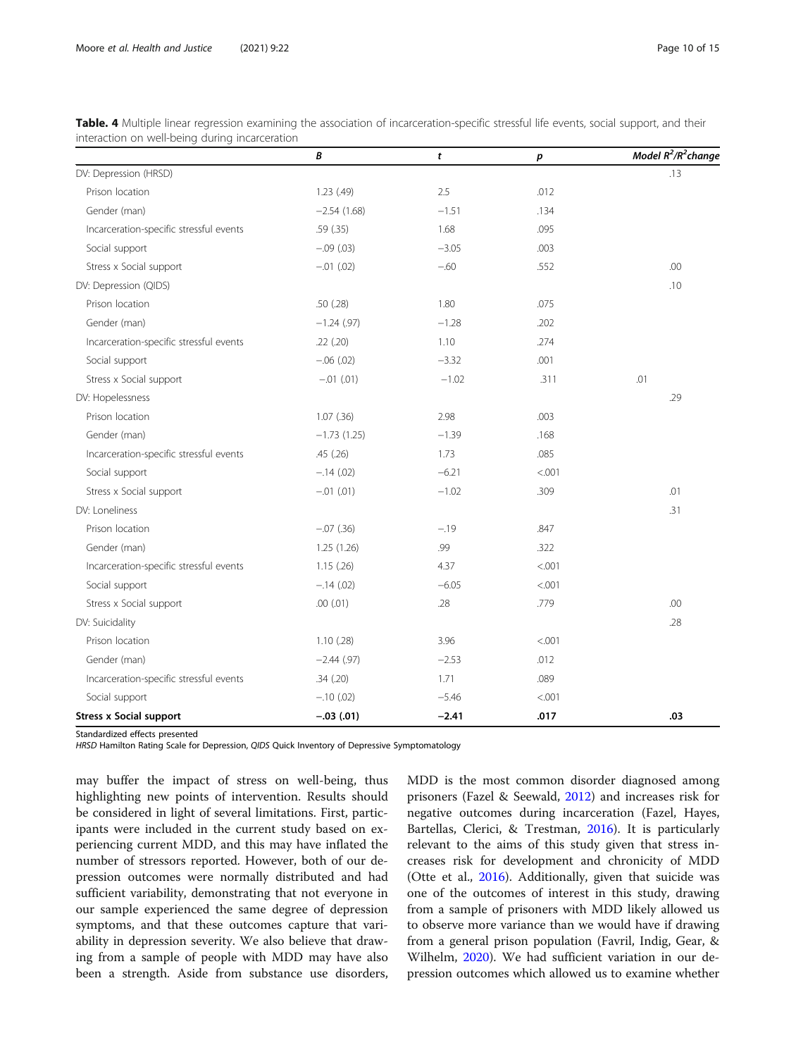**Table. 4** Multiple linear regression examining the association of incarceration-specific stressful life events, social support, and their interaction on well-being during incarceration

| | *B* | *t* | *p* | *Model $R^2$/$R^2$change* |
|---|---|---|---|---|
| DV: Depression (HRSD) | | | | .13 |
| Prison location | 1.23 (.49) | 2.5 | .012 | |
| Gender (man) | −2.54 (1.68) | −1.51 | .134 | |
| Incarceration-specific stressful events | .59 (.35) | 1.68 | .095 | |
| Social support | −.09 (.03) | −3.05 | .003 | |
| Stress x Social support | −.01 (.02) | −.60 | .552 | .00 |
| DV: Depression (QIDS) | | | | .10 |
| Prison location | .50 (.28) | 1.80 | .075 | |
| Gender (man) | −1.24 (.97) | −1.28 | .202 | |
| Incarceration-specific stressful events | .22 (.20) | 1.10 | .274 | |
| Social support | −.06 (.02) | −3.32 | .001 | |
| Stress x Social support | −.01 (.01) | −1.02 | .311 | .01 |
| DV: Hopelessness | | | | .29 |
| Prison location | 1.07 (.36) | 2.98 | .003 | |
| Gender (man) | −1.73 (1.25) | −1.39 | .168 | |
| Incarceration-specific stressful events | .45 (.26) | 1.73 | .085 | |
| Social support | −.14 (.02) | −6.21 | <.001 | |
| Stress x Social support | −.01 (.01) | −1.02 | .309 | .01 |
| DV: Loneliness | | | | .31 |
| Prison location | −.07 (.36) | −.19 | .847 | |
| Gender (man) | 1.25 (1.26) | .99 | .322 | |
| Incarceration-specific stressful events | 1.15 (.26) | 4.37 | <.001 | |
| Social support | −.14 (.02) | −6.05 | <.001 | |
| Stress x Social support | .00 (.01) | .28 | .779 | .00 |
| DV: Suicidality | | | | .28 |
| Prison location | 1.10 (.28) | 3.96 | <.001 | |
| Gender (man) | −2.44 (.97) | −2.53 | .012 | |
| Incarceration-specific stressful events | .34 (.20) | 1.71 | .089 | |
| Social support | −.10 (.02) | −5.46 | <.001 | |
| **Stress x Social support** | **−.03 (.01)** | **−2.41** | **.017** | **.03** |

Standardized effects presented

*HRSD* Hamilton Rating Scale for Depression, *QIDS* Quick Inventory of Depressive Symptomatology

may buffer the impact of stress on well-being, thus highlighting new points of intervention. Results should be considered in light of several limitations. First, participants were included in the current study based on experiencing current MDD, and this may have inflated the number of stressors reported. However, both of our depression outcomes were normally distributed and had sufficient variability, demonstrating that not everyone in our sample experienced the same degree of depression symptoms, and that these outcomes capture that variability in depression severity. We also believe that drawing from a sample of people with MDD may have also been a strength. Aside from substance use disorders, MDD is the most common disorder diagnosed among prisoners (Fazel & Seewald, 2012) and increases risk for negative outcomes during incarceration (Fazel, Hayes, Bartellas, Clerici, & Trestman, 2016). It is particularly relevant to the aims of this study given that stress increases risk for development and chronicity of MDD (Otte et al., 2016). Additionally, given that suicide was one of the outcomes of interest in this study, drawing from a sample of prisoners with MDD likely allowed us to observe more variance than we would have if drawing from a general prison population (Favril, Indig, Gear, & Wilhelm, 2020). We had sufficient variation in our depression outcomes which allowed us to examine whether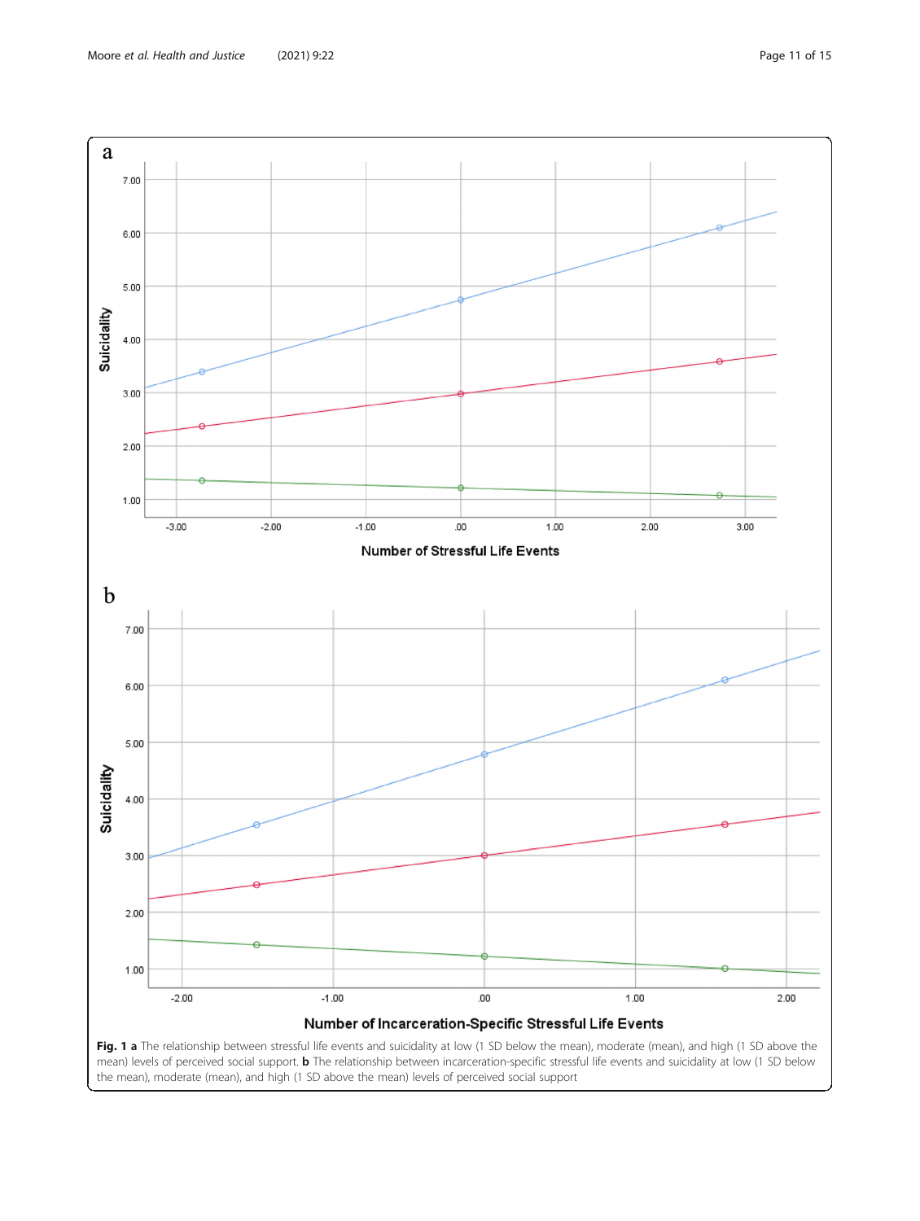**Fig. 1** **a** The relationship between stressful life events and suicidality at low (1 SD below the mean), moderate (mean), and high (1 SD above the mean) levels of perceived social support. **b** The relationship between incarceration-specific stressful life events and suicidality at low (1 SD below the mean), moderate (mean), and high (1 SD above the mean) levels of perceived social support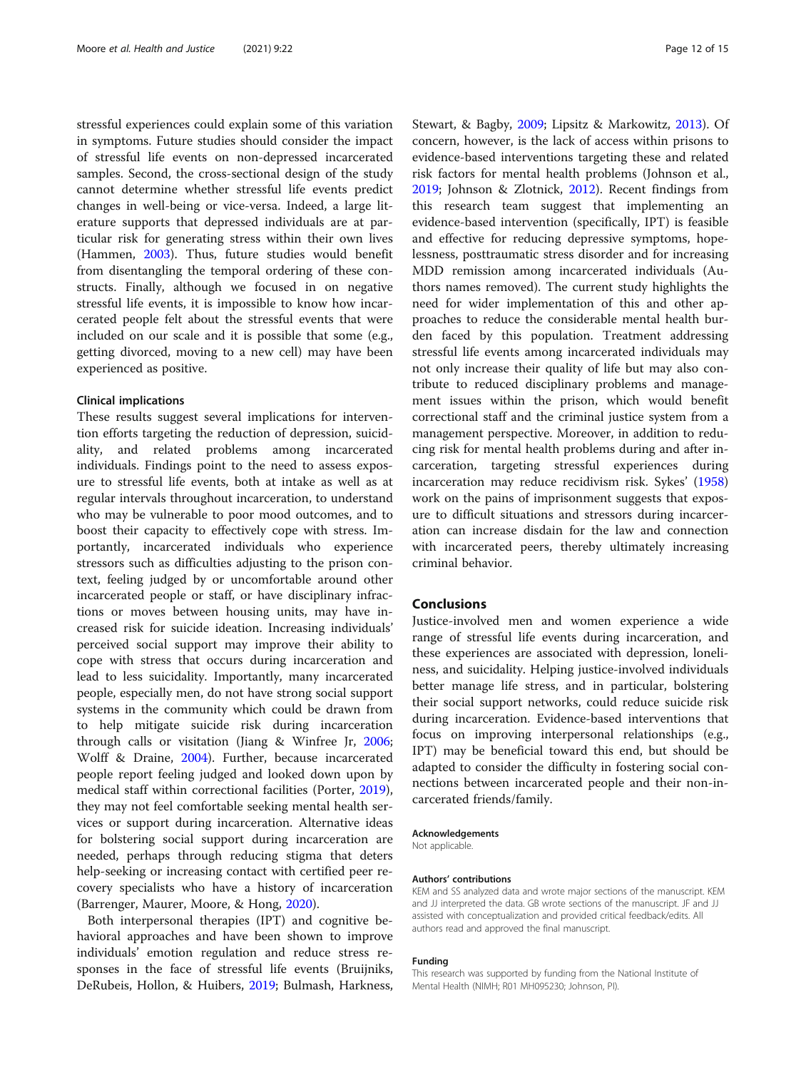stressful experiences could explain some of this variation in symptoms. Future studies should consider the impact of stressful life events on non-depressed incarcerated samples. Second, the cross-sectional design of the study cannot determine whether stressful life events predict changes in well-being or vice-versa. Indeed, a large literature supports that depressed individuals are at particular risk for generating stress within their own lives (Hammen, 2003). Thus, future studies would benefit from disentangling the temporal ordering of these constructs. Finally, although we focused in on negative stressful life events, it is impossible to know how incarcerated people felt about the stressful events that were included on our scale and it is possible that some (e.g., getting divorced, moving to a new cell) may have been experienced as positive.

### Clinical implications

These results suggest several implications for intervention efforts targeting the reduction of depression, suicidality, and related problems among incarcerated individuals. Findings point to the need to assess exposure to stressful life events, both at intake as well as at regular intervals throughout incarceration, to understand who may be vulnerable to poor mood outcomes, and to boost their capacity to effectively cope with stress. Importantly, incarcerated individuals who experience stressors such as difficulties adjusting to the prison context, feeling judged by or uncomfortable around other incarcerated people or staff, or have disciplinary infractions or moves between housing units, may have increased risk for suicide ideation. Increasing individuals' perceived social support may improve their ability to cope with stress that occurs during incarceration and lead to less suicidality. Importantly, many incarcerated people, especially men, do not have strong social support systems in the community which could be drawn from to help mitigate suicide risk during incarceration through calls or visitation (Jiang & Winfree Jr, 2006; Wolff & Draine, 2004). Further, because incarcerated people report feeling judged and looked down upon by medical staff within correctional facilities (Porter, 2019), they may not feel comfortable seeking mental health services or support during incarceration. Alternative ideas for bolstering social support during incarceration are needed, perhaps through reducing stigma that deters help-seeking or increasing contact with certified peer recovery specialists who have a history of incarceration (Barrenger, Maurer, Moore, & Hong, 2020).

Both interpersonal therapies (IPT) and cognitive behavioral approaches and have been shown to improve individuals' emotion regulation and reduce stress responses in the face of stressful life events (Bruijniks, DeRubeis, Hollon, & Huibers, 2019; Bulmash, Harkness, Stewart, & Bagby, 2009; Lipsitz & Markowitz, 2013). Of concern, however, is the lack of access within prisons to evidence-based interventions targeting these and related risk factors for mental health problems (Johnson et al., 2019; Johnson & Zlotnick, 2012). Recent findings from this research team suggest that implementing an evidence-based intervention (specifically, IPT) is feasible and effective for reducing depressive symptoms, hopelessness, posttraumatic stress disorder and for increasing MDD remission among incarcerated individuals (Authors names removed). The current study highlights the need for wider implementation of this and other approaches to reduce the considerable mental health burden faced by this population. Treatment addressing stressful life events among incarcerated individuals may not only increase their quality of life but may also contribute to reduced disciplinary problems and management issues within the prison, which would benefit correctional staff and the criminal justice system from a management perspective. Moreover, in addition to reducing risk for mental health problems during and after incarceration, targeting stressful experiences during incarceration may reduce recidivism risk. Sykes' (1958) work on the pains of imprisonment suggests that exposure to difficult situations and stressors during incarceration can increase disdain for the law and connection with incarcerated peers, thereby ultimately increasing criminal behavior.

## Conclusions

Justice-involved men and women experience a wide range of stressful life events during incarceration, and these experiences are associated with depression, loneliness, and suicidality. Helping justice-involved individuals better manage life stress, and in particular, bolstering their social support networks, could reduce suicide risk during incarceration. Evidence-based interventions that focus on improving interpersonal relationships (e.g., IPT) may be beneficial toward this end, but should be adapted to consider the difficulty in fostering social connections between incarcerated people and their non-incarcerated friends/family.

#### Acknowledgements

Not applicable.

#### Authors' contributions

KEM and SS analyzed data and wrote major sections of the manuscript. KEM and JJ interpreted the data. GB wrote sections of the manuscript. JF and JJ assisted with conceptualization and provided critical feedback/edits. All authors read and approved the final manuscript.

#### Funding

This research was supported by funding from the National Institute of Mental Health (NIMH; R01 MH095230; Johnson, PI).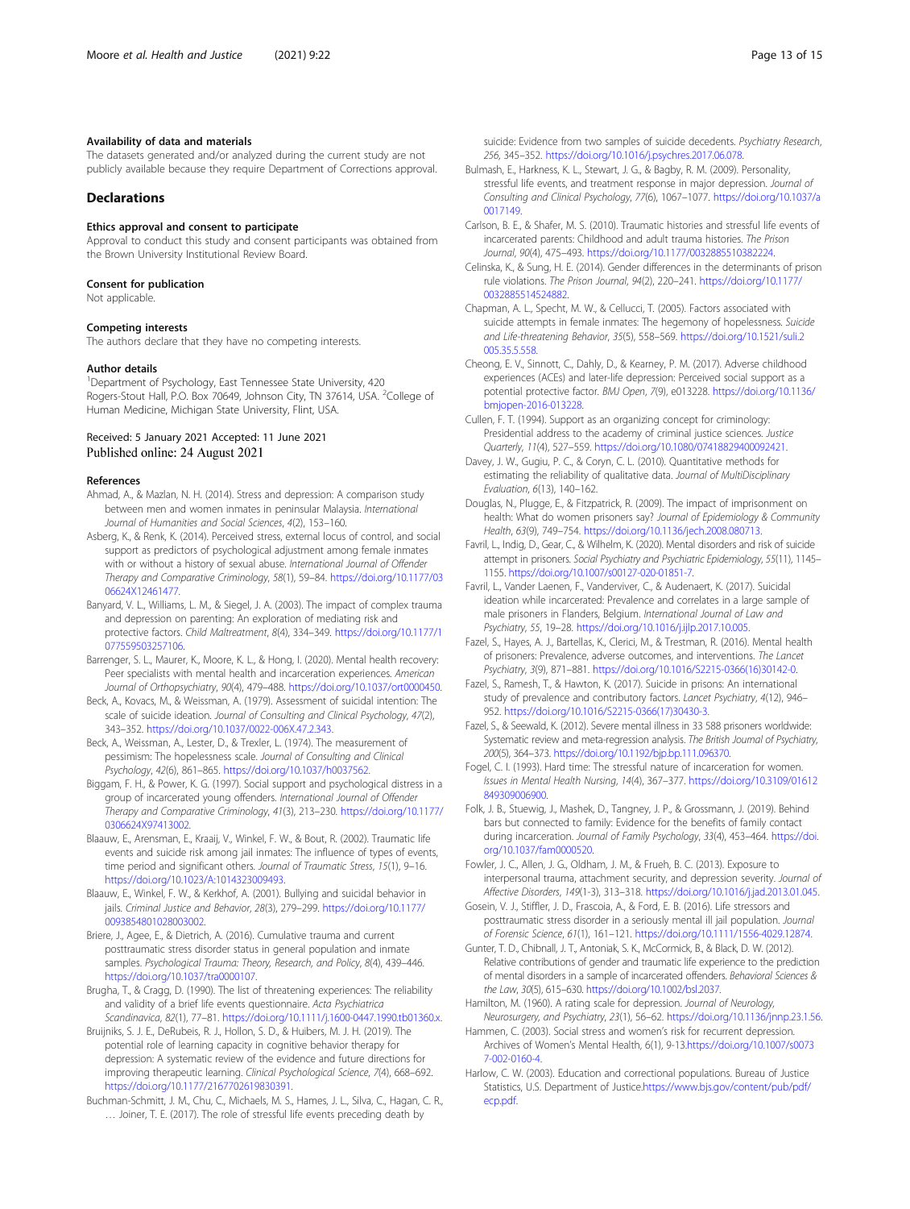#### Availability of data and materials

The datasets generated and/or analyzed during the current study are not publicly available because they require Department of Corrections approval.

## Declarations

#### Ethics approval and consent to participate

Approval to conduct this study and consent participants was obtained from the Brown University Institutional Review Board.

#### Consent for publication

Not applicable.

#### Competing interests

The authors declare that they have no competing interests.

#### Author details

[1]Department of Psychology, East Tennessee State University, 420 Rogers-Stout Hall, P.O. Box 70649, Johnson City, TN 37614, USA. [2]College of Human Medicine, Michigan State University, Flint, USA.

Received: 5 January 2021 Accepted: 11 June 2021
Published online: 24 August 2021

#### References

Ahmad, A., & Mazlan, N. H. (2014). Stress and depression: A comparison study between men and women inmates in peninsular Malaysia. *International Journal of Humanities and Social Sciences*, *4*(2), 153–160.

Asberg, K., & Renk, K. (2014). Perceived stress, external locus of control, and social support as predictors of psychological adjustment among female inmates with or without a history of sexual abuse. *International Journal of Offender Therapy and Comparative Criminology*, *58*(1), 59–84. https://doi.org/10.1177/0306624X12461477.

Banyard, V. L., Williams, L. M., & Siegel, J. A. (2003). The impact of complex trauma and depression on parenting: An exploration of mediating risk and protective factors. *Child Maltreatment*, *8*(4), 334–349. https://doi.org/10.1177/1077559503257106.

Barrenger, S. L., Maurer, K., Moore, K. L., & Hong, I. (2020). Mental health recovery: Peer specialists with mental health and incarceration experiences. *American Journal of Orthopsychiatry*, *90*(4), 479–488. https://doi.org/10.1037/ort0000450.

Beck, A., Kovacs, M., & Weissman, A. (1979). Assessment of suicidal intention: The scale of suicide ideation. *Journal of Consulting and Clinical Psychology*, *47*(2), 343–352. https://doi.org/10.1037/0022-006X.47.2.343.

Beck, A., Weissman, A., Lester, D., & Trexler, L. (1974). The measurement of pessimism: The hopelessness scale. *Journal of Consulting and Clinical Psychology*, *42*(6), 861–865. https://doi.org/10.1037/h0037562.

Biggam, F. H., & Power, K. G. (1997). Social support and psychological distress in a group of incarcerated young offenders. *International Journal of Offender Therapy and Comparative Criminology*, *41*(3), 213–230. https://doi.org/10.1177/0306624X97413002.

Blaauw, E., Arensman, E., Kraaij, V., Winkel, F. W., & Bout, R. (2002). Traumatic life events and suicide risk among jail inmates: The influence of types of events, time period and significant others. *Journal of Traumatic Stress*, *15*(1), 9–16. https://doi.org/10.1023/A:1014323009493.

Blaauw, E., Winkel, F. W., & Kerkhof, A. (2001). Bullying and suicidal behavior in jails. *Criminal Justice and Behavior*, *28*(3), 279–299. https://doi.org/10.1177/0093854801028003002.

Briere, J., Agee, E., & Dietrich, A. (2016). Cumulative trauma and current posttraumatic stress disorder status in general population and inmate samples. *Psychological Trauma: Theory, Research, and Policy*, *8*(4), 439–446. https://doi.org/10.1037/tra0000107.

Brugha, T., & Cragg, D. (1990). The list of threatening experiences: The reliability and validity of a brief life events questionnaire. *Acta Psychiatrica Scandinavica*, *82*(1), 77–81. https://doi.org/10.1111/j.1600-0447.1990.tb01360.x.

Bruijniks, S. J. E., DeRubeis, R. J., Hollon, S. D., & Huibers, M. J. H. (2019). The potential role of learning capacity in cognitive behavior therapy for depression: A systematic review of the evidence and future directions for improving therapeutic learning. *Clinical Psychological Science*, *7*(4), 668–692. https://doi.org/10.1177/2167702619830391.

Buchman-Schmitt, J. M., Chu, C., Michaels, M. S., Hames, J. L., Silva, C., Hagan, C. R., … Joiner, T. E. (2017). The role of stressful life events preceding death by suicide: Evidence from two samples of suicide decedents. *Psychiatry Research*, *256*, 345–352. https://doi.org/10.1016/j.psychres.2017.06.078.

Bulmash, E., Harkness, K. L., Stewart, J. G., & Bagby, R. M. (2009). Personality, stressful life events, and treatment response in major depression. *Journal of Consulting and Clinical Psychology*, *77*(6), 1067–1077. https://doi.org/10.1037/a0017149.

Carlson, B. E., & Shafer, M. S. (2010). Traumatic histories and stressful life events of incarcerated parents: Childhood and adult trauma histories. *The Prison Journal*, *90*(4), 475–493. https://doi.org/10.1177/0032885510382224.

Celinska, K., & Sung, H. E. (2014). Gender differences in the determinants of prison rule violations. *The Prison Journal*, *94*(2), 220–241. https://doi.org/10.1177/0032885514524882.

Chapman, A. L., Specht, M. W., & Cellucci, T. (2005). Factors associated with suicide attempts in female inmates: The hegemony of hopelessness. *Suicide and Life-threatening Behavior*, *35*(5), 558–569. https://doi.org/10.1521/suli.2005.35.5.558.

Cheong, E. V., Sinnott, C., Dahly, D., & Kearney, P. M. (2017). Adverse childhood experiences (ACEs) and later-life depression: Perceived social support as a potential protective factor. *BMJ Open*, *7*(9), e013228. https://doi.org/10.1136/bmjopen-2016-013228.

Cullen, F. T. (1994). Support as an organizing concept for criminology: Presidential address to the academy of criminal justice sciences. *Justice Quarterly*, *11*(4), 527–559. https://doi.org/10.1080/07418829400092421.

Davey, J. W., Gugiu, P. C., & Coryn, C. L. (2010). Quantitative methods for estimating the reliability of qualitative data. *Journal of MultiDisciplinary Evaluation*, *6*(13), 140–162.

Douglas, N., Plugge, E., & Fitzpatrick, R. (2009). The impact of imprisonment on health: What do women prisoners say? *Journal of Epidemiology & Community Health*, *63*(9), 749–754. https://doi.org/10.1136/jech.2008.080713.

Favril, L., Indig, D., Gear, C., & Wilhelm, K. (2020). Mental disorders and risk of suicide attempt in prisoners. *Social Psychiatry and Psychiatric Epidemiology*, *55*(11), 1145–1155. https://doi.org/10.1007/s00127-020-01851-7.

Favril, L., Vander Laenen, F., Vandeviver, C., & Audenaert, K. (2017). Suicidal ideation while incarcerated: Prevalence and correlates in a large sample of male prisoners in Flanders, Belgium. *International Journal of Law and Psychiatry*, *55*, 19–28. https://doi.org/10.1016/j.ijlp.2017.10.005.

Fazel, S., Hayes, A. J., Bartellas, K., Clerici, M., & Trestman, R. (2016). Mental health of prisoners: Prevalence, adverse outcomes, and interventions. *The Lancet Psychiatry*, *3*(9), 871–881. https://doi.org/10.1016/S2215-0366(16)30142-0.

Fazel, S., Ramesh, T., & Hawton, K. (2017). Suicide in prisons: An international study of prevalence and contributory factors. *Lancet Psychiatry*, *4*(12), 946–952. https://doi.org/10.1016/S2215-0366(17)30430-3.

Fazel, S., & Seewald, K. (2012). Severe mental illness in 33 588 prisoners worldwide: Systematic review and meta-regression analysis. *The British Journal of Psychiatry*, *200*(5), 364–373. https://doi.org/10.1192/bjp.bp.111.096370.

Fogel, C. I. (1993). Hard time: The stressful nature of incarceration for women. *Issues in Mental Health Nursing*, *14*(4), 367–377. https://doi.org/10.3109/01612849309006900.

Folk, J. B., Stuewig, J., Mashek, D., Tangney, J. P., & Grossmann, J. (2019). Behind bars but connected to family: Evidence for the benefits of family contact during incarceration. *Journal of Family Psychology*, *33*(4), 453–464. https://doi.org/10.1037/fam0000520.

Fowler, J. C., Allen, J. G., Oldham, J. M., & Frueh, B. C. (2013). Exposure to interpersonal trauma, attachment security, and depression severity. *Journal of Affective Disorders*, *149*(1-3), 313–318. https://doi.org/10.1016/j.jad.2013.01.045.

Gosein, V. J., Stiffler, J. D., Frascoia, A., & Ford, E. B. (2016). Life stressors and posttraumatic stress disorder in a seriously mental ill jail population. *Journal of Forensic Science*, *61*(1), 161–121. https://doi.org/10.1111/1556-4029.12874.

Gunter, T. D., Chibnall, J. T., Antoniak, S. K., McCormick, B., & Black, D. W. (2012). Relative contributions of gender and traumatic life experience to the prediction of mental disorders in a sample of incarcerated offenders. *Behavioral Sciences & the Law*, *30*(5), 615–630. https://doi.org/10.1002/bsl.2037.

Hamilton, M. (1960). A rating scale for depression. *Journal of Neurology, Neurosurgery, and Psychiatry*, *23*(1), 56–62. https://doi.org/10.1136/jnnp.23.1.56.

Hammen, C. (2003). Social stress and women's risk for recurrent depression. Archives of Women's Mental Health, 6(1), 9-13.https://doi.org/10.1007/s00737-002-0160-4.

Harlow, C. W. (2003). Education and correctional populations. Bureau of Justice Statistics, U.S. Department of Justice.https://www.bjs.gov/content/pub/pdf/ecp.pdf.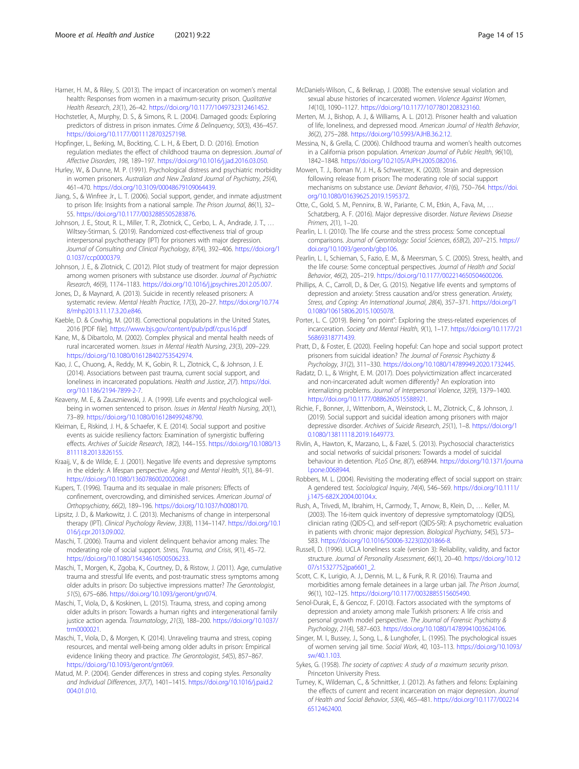Harner, H. M., & Riley, S. (2013). The impact of incarceration on women's mental health: Responses from women in a maximum-security prison. *Qualitative Health Research*, *23*(1), 26–42. https://doi.org/10.1177/1049732312461452.

Hochstetler, A., Murphy, D. S., & Simons, R. L. (2004). Damaged goods: Exploring predictors of distress in prison inmates. *Crime & Delinquency*, *50*(3), 436–457. https://doi.org/10.1177/0011128703257198.

Hopfinger, L., Berking, M., Bockting, C. L. H., & Ebert, D. D. (2016). Emotion regulation mediates the effect of childhood trauma on depression. *Journal of Affective Disorders*, *198*, 189–197. https://doi.org/10.1016/j.jad.2016.03.050.

Hurley, W., & Dunne, M. P. (1991). Psychological distress and psychiatric morbidity in women prisoners. *Australian and New Zealand Journal of Psychiatry*, *25*(4), 461–470. https://doi.org/10.3109/00048679109064439.

Jiang, S., & Winfree Jr., L. T. (2006). Social support, gender, and inmate adjustment to prison life: Insights from a national sample. *The Prison Journal*, *86*(1), 32–55. https://doi.org/10.1177/0032885505283876.

Johnson, J. E., Stout, R. L., Miller, T. R., Zlotnick, C., Cerbo, L. A., Andrade, J. T., … Wiltsey-Stirman, S. (2019). Randomized cost-effectiveness trial of group interpersonal psychotherapy (IPT) for prisoners with major depression. *Journal of Consulting and Clinical Psychology*, *87*(4), 392–406. https://doi.org/10.1037/ccp0000379.

Johnson, J. E., & Zlotnick, C. (2012). Pilot study of treatment for major depression among women prisoners with substance use disorder. *Journal of Psychiatric Research*, *46*(9), 1174–1183. https://doi.org/10.1016/j.jpsychires.2012.05.007.

Jones, D., & Maynard, A. (2013). Suicide in recently released prisoners: A systematic review. *Mental Health Practice*, *17*(3), 20–27. https://doi.org/10.7748/mhp2013.11.17.3.20.e846.

Kaeble, D. & Cowhig, M. (2018). Correctional populations in the United States, 2016 [PDF file]. https://www.bjs.gov/content/pub/pdf/cpus16.pdf

Kane, M., & Dibartolo, M. (2002). Complex physical and mental health needs of rural incarcerated women. *Issues in Mental Health Nursing*, *23*(3), 209–229. https://doi.org/10.1080/016128402753542974.

Kao, J. C., Chuong, A., Reddy, M. K., Gobin, R. L., Zlotnick, C., & Johnson, J. E. (2014). Associations between past trauma, current social support, and loneliness in incarcerated populations. *Health and Justice*, *2*(7). https://doi.org/10.1186/2194-7899-2-7.

Keaveny, M. E., & Zauszniewski, J. A. (1999). Life events and psychological well-being in women sentenced to prison. *Issues in Mental Health Nursing*, *20*(1), 73–89. https://doi.org/10.1080/016128499248790.

Kleiman, E., Riskind, J. H., & Schaefer, K. E. (2014). Social support and positive events as suicide resiliency factors: Examination of synergistic buffering effects. *Archives of Suicide Research*, *18*(2), 144–155. https://doi.org/10.1080/13811118.2013.826155.

Kraaij, V., & de Wilde, E. J. (2001). Negative life events and depressive symptoms in the elderly: A lifespan perspective. *Aging and Mental Health*, *5*(1), 84–91. https://doi.org/10.1080/13607860020020681.

Kupers, T. (1996). Trauma and its sequalae in male prisoners: Effects of confinement, overcrowding, and diminished services. *American Journal of Orthopsychiatry*, *66*(2), 189–196. https://doi.org/10.1037/h0080170.

Lipsitz, J. D., & Markowitz, J. C. (2013). Mechanisms of change in interpersonal therapy (IPT). *Clinical Psychology Review*, *33*(8), 1134–1147. https://doi.org/10.1016/j.cpr.2013.09.002.

Maschi, T. (2006). Trauma and violent delinquent behavior among males: The moderating role of social support. *Stress, Trauma, and Crisis*, *9*(1), 45–72. https://doi.org/10.1080/15434610500506233.

Maschi, T., Morgen, K., Zgoba, K., Courtney, D., & Ristow, J. (2011). Age, cumulative trauma and stressful life events, and post-traumatic stress symptoms among older adults in prison: Do subjective impressions matter? *The Gerontologist*, *51*(5), 675–686. https://doi.org/10.1093/geront/gnr074.

Maschi, T., Viola, D., & Koskinen, L. (2015). Trauma, stress, and coping among older adults in prison: Towards a human rights and intergenerational family justice action agenda. *Traumatology*, *21*(3), 188–200. https://doi.org/10.1037/trm0000021.

Maschi, T., Viola, D., & Morgen, K. (2014). Unraveling trauma and stress, coping resources, and mental well-being among older adults in prison: Empirical evidence linking theory and practice. *The Gerontologist*, *54*(5), 857–867. https://doi.org/10.1093/geront/gnt069.

Matud, M. P. (2004). Gender differences in stress and coping styles. *Personality and Individual Differences*, *37*(7), 1401–1415. https://doi.org/10.1016/j.paid.2004.01.010.

McDaniels-Wilson, C., & Belknap, J. (2008). The extensive sexual violation and sexual abuse histories of incarcerated women. *Violence Against Women*, *14*(10), 1090–1127. https://doi.org/10.1177/1077801208323160.

Merten, M. J., Bishop, A. J., & Williams, A. L. (2012). Prisoner health and valuation of life, loneliness, and depressed mood. *American Journal of Health Behavior*, *36*(2), 275–288. https://doi.org/10.5993/AJHB.36.2.12.

Messina, N., & Grella, C. (2006). Childhood trauma and women's health outcomes in a California prison population. *American Journal of Public Health*, *96*(10), 1842–1848. https://doi.org/10.2105/AJPH.2005.082016.

Mowen, T. J., Boman IV, J. H., & Schweitzer, K. (2020). Strain and depression following release from prison: The moderating role of social support mechanisms on substance use. *Deviant Behavior*, *41*(6), 750–764. https://doi.org/10.1080/01639625.2019.1595372.

Otte, C., Gold, S. M., Penninx, B. W., Pariante, C. M., Etkin, A., Fava, M., … Schatzberg, A. F. (2016). Major depressive disorder. *Nature Reviews Disease Primers*, *2*(1), 1–20.

Pearlin, L. I. (2010). The life course and the stress process: Some conceptual comparisons. *Journal of Gerontology: Social Sciences*, *65B*(2), 207–215. https://doi.org/10.1093/geronb/gbp106.

Pearlin, L. I., Schieman, S., Fazio, E. M., & Meersman, S. C. (2005). Stress, health, and the life course: Some conceptual perspectives. *Journal of Health and Social Behavior*, *46*(2), 205–219. https://doi.org/10.1177/002214650504600206.

Phillips, A. C., Carroll, D., & Der, G. (2015). Negative life events and symptoms of depression and anxiety: Stress causation and/or stress generation. *Anxiety, Stress, and Coping: An International Journal*, *28*(4), 357–371. https://doi.org/10.1080/10615806.2015.1005078.

Porter, L. C. (2019). Being "on point": Exploring the stress-related experiences of incarceration. *Society and Mental Health*, *9*(1), 1–17. https://doi.org/10.1177/2156869318771439.

Pratt, D., & Foster, E. (2020). Feeling hopeful: Can hope and social support protect prisoners from suicidal ideation? *The Journal of Forensic Psychiatry & Psychology*, *31*(2), 311–330. https://doi.org/10.1080/14789949.2020.1732445.

Radatz, D. L., & Wright, E. M. (2017). Does polyvictimization affect incarcerated and non-incarcerated adult women differently? An exploration into internalizing problems. *Journal of Interpersonal Violence*, *32*(9), 1379–1400. https://doi.org/10.1177/0886260515588921.

Richie, F., Bonner, J., Wittenborn, A., Weinstock, L. M., Zlotnick, C., & Johnson, J. (2019). Social support and suicidal ideation among prisoners with major depressive disorder. *Archives of Suicide Research*, *25*(1), 1–8. https://doi.org/10.1080/13811118.2019.1649773.

Rivlin, A., Hawton, K., Marzano, L., & Fazel, S. (2013). Psychosocial characteristics and social networks of suicidal prisoners: Towards a model of suicidal behaviour in detention. *PLoS One*, *8*(7), e68944. https://doi.org/10.1371/journal.pone.0068944.

Robbers, M. L. (2004). Revisiting the moderating effect of social support on strain: A gendered test. *Sociological Inquiry*, *74*(4), 546–569. https://doi.org/10.1111/j.1475-682X.2004.00104.x.

Rush, A., Trivedi, M., Ibrahim, H., Carmody, T., Arnow, B., Klein, D., … Keller, M. (2003). The 16-item quick inventory of depressive symptomatology (QIDS), clinician rating (QIDS-C), and self-report (QIDS-SR): A psychometric evaluation in patients with chronic major depression. *Biological Psychiatry*, *54*(5), 573–583. https://doi.org/10.1016/S0006-3223(02)01866-8.

Russell, D. (1996). UCLA loneliness scale (version 3): Reliability, validity, and factor structure. *Journal of Personality Assessment*, *66*(1), 20–40. https://doi.org/10.1207/s15327752jpa6601_2.

Scott, C. K., Lurigio, A. J., Dennis, M. L., & Funk, R. R. (2016). Trauma and morbidities among female detainees in a large urban jail. *The Prison Journal*, *96*(1), 102–125. https://doi.org/10.1177/0032885515605490.

Senol-Durak, E., & Gencoz, F. (2010). Factors associated with the symptoms of depression and anxiety among male Turkish prisoners: A life crisis and personal growth model perspective. *The Journal of Forensic Psychiatry & Psychology*, *21*(4), 587–603. https://doi.org/10.1080/14789941003624106.

Singer, M. I., Bussey, J., Song, L., & Lunghofer, L. (1995). The psychological issues of women serving jail time. *Social Work*, *40*, 103–113. https://doi.org/10.1093/sw/40.1.103.

Sykes, G. (1958). *The society of captives: A study of a maximum security prison*. Princeton University Press.

Turney, K., Wildeman, C., & Schnittker, J. (2012). As fathers and felons: Explaining the effects of current and recent incarceration on major depression. *Journal of Health and Social Behavior*, *53*(4), 465–481. https://doi.org/10.1177/0022146512462400.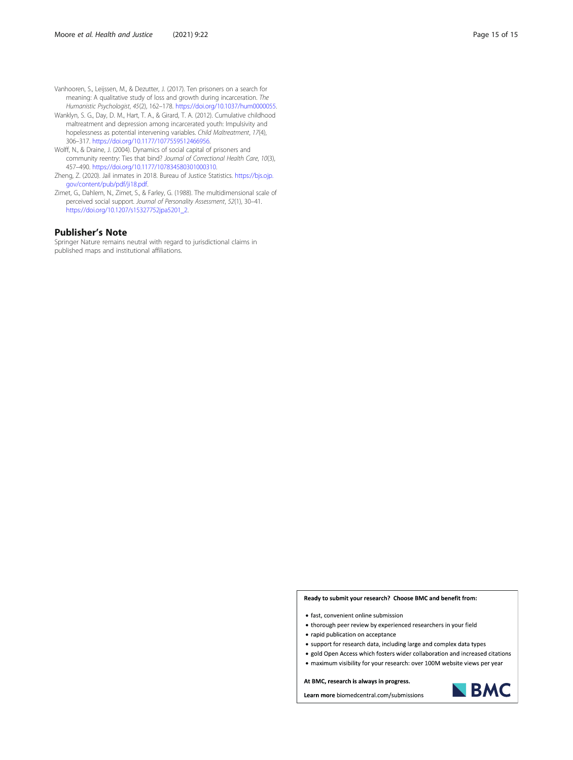Vanhooren, S., Leijssen, M., & Dezutter, J. (2017). Ten prisoners on a search for meaning: A qualitative study of loss and growth during incarceration. *The Humanistic Psychologist*, *45*(2), 162–178. https://doi.org/10.1037/hum0000055.

Wanklyn, S. G., Day, D. M., Hart, T. A., & Girard, T. A. (2012). Cumulative childhood maltreatment and depression among incarcerated youth: Impulsivity and hopelessness as potential intervening variables. *Child Maltreatment*, *17*(4), 306–317. https://doi.org/10.1177/1077559512466956.

Wolff, N., & Draine, J. (2004). Dynamics of social capital of prisoners and community reentry: Ties that bind? *Journal of Correctional Health Care*, *10*(3), 457–490. https://doi.org/10.1177/107834580301000310.

Zheng, Z. (2020). Jail inmates in 2018. Bureau of Justice Statistics. https://bjs.ojp.gov/content/pub/pdf/ji18.pdf.

Zimet, G., Dahlem, N., Zimet, S., & Farley, G. (1988). The multidimensional scale of perceived social support. *Journal of Personality Assessment*, *52*(1), 30–41. https://doi.org/10.1207/s15327752jpa5201_2.

## Publisher's Note

Springer Nature remains neutral with regard to jurisdictional claims in published maps and institutional affiliations.

**Ready to submit your research? Choose BMC and benefit from:**

- fast, convenient online submission
- thorough peer review by experienced researchers in your field
- rapid publication on acceptance
- support for research data, including large and complex data types
- gold Open Access which fosters wider collaboration and increased citations
- maximum visibility for your research: over 100M website views per year

**At BMC, research is always in progress.**

**Learn more** biomedcentral.com/submissions

BMC